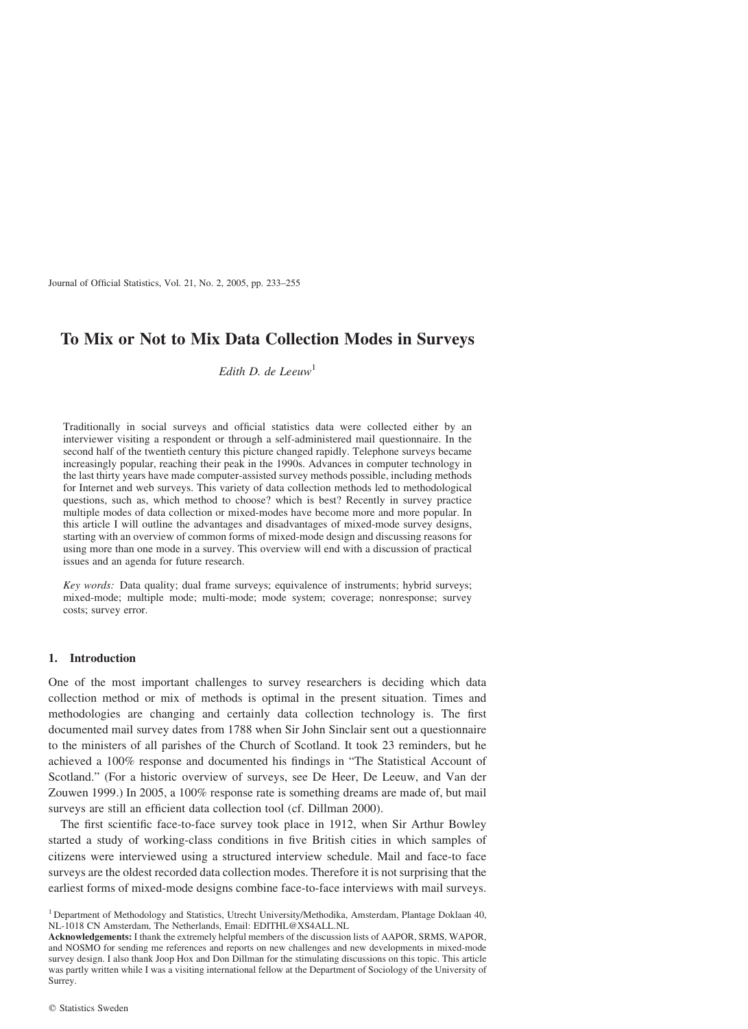# To Mix or Not to Mix Data Collection Modes in Surveys

*Edith D. de Leeuw*[1]

Traditionally in social surveys and official statistics data were collected either by an interviewer visiting a respondent or through a self-administered mail questionnaire. In the second half of the twentieth century this picture changed rapidly. Telephone surveys became increasingly popular, reaching their peak in the 1990s. Advances in computer technology in the last thirty years have made computer-assisted survey methods possible, including methods for Internet and web surveys. This variety of data collection methods led to methodological questions, such as, which method to choose? which is best? Recently in survey practice multiple modes of data collection or mixed-modes have become more and more popular. In this article I will outline the advantages and disadvantages of mixed-mode survey designs, starting with an overview of common forms of mixed-mode design and discussing reasons for using more than one mode in a survey. This overview will end with a discussion of practical issues and an agenda for future research.

*Key words:* Data quality; dual frame surveys; equivalence of instruments; hybrid surveys; mixed-mode; multiple mode; multi-mode; mode system; coverage; nonresponse; survey costs; survey error.

## 1. Introduction

One of the most important challenges to survey researchers is deciding which data collection method or mix of methods is optimal in the present situation. Times and methodologies are changing and certainly data collection technology is. The first documented mail survey dates from 1788 when Sir John Sinclair sent out a questionnaire to the ministers of all parishes of the Church of Scotland. It took 23 reminders, but he achieved a 100% response and documented his findings in "The Statistical Account of Scotland." (For a historic overview of surveys, see De Heer, De Leeuw, and Van der Zouwen 1999.) In 2005, a 100% response rate is something dreams are made of, but mail surveys are still an efficient data collection tool (cf. Dillman 2000).

The first scientific face-to-face survey took place in 1912, when Sir Arthur Bowley started a study of working-class conditions in five British cities in which samples of citizens were interviewed using a structured interview schedule. Mail and face-to face surveys are the oldest recorded data collection modes. Therefore it is not surprising that the earliest forms of mixed-mode designs combine face-to-face interviews with mail surveys.

[1] Department of Methodology and Statistics, Utrecht University/Methodika, Amsterdam, Plantage Doklaan 40, NL-1018 CN Amsterdam, The Netherlands, Email: EDITHL@XS4ALL.NL

**Acknowledgements:** I thank the extremely helpful members of the discussion lists of AAPOR, SRMS, WAPOR, and NOSMO for sending me references and reports on new challenges and new developments in mixed-mode survey design. I also thank Joop Hox and Don Dillman for the stimulating discussions on this topic. This article was partly written while I was a visiting international fellow at the Department of Sociology of the University of Surrey.

© Statistics Sweden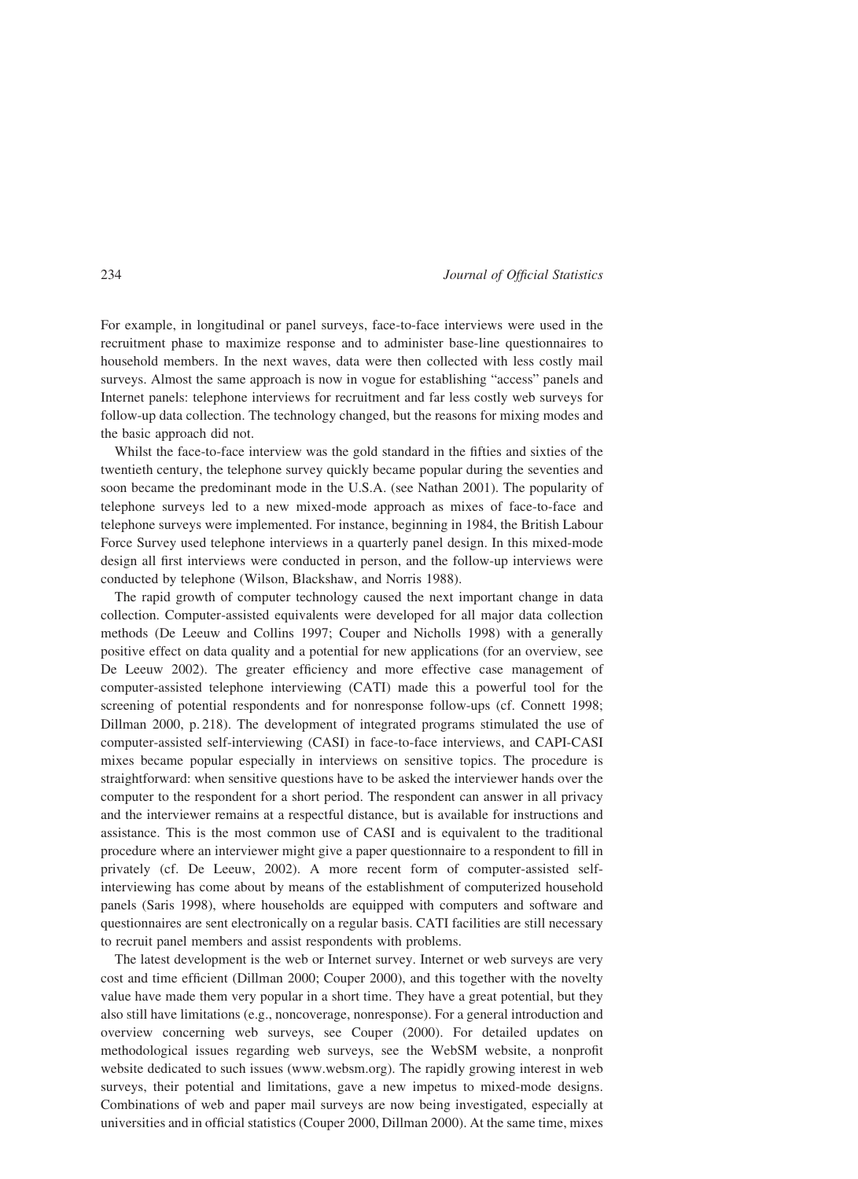For example, in longitudinal or panel surveys, face-to-face interviews were used in the recruitment phase to maximize response and to administer base-line questionnaires to household members. In the next waves, data were then collected with less costly mail surveys. Almost the same approach is now in vogue for establishing "access" panels and Internet panels: telephone interviews for recruitment and far less costly web surveys for follow-up data collection. The technology changed, but the reasons for mixing modes and the basic approach did not.

Whilst the face-to-face interview was the gold standard in the fifties and sixties of the twentieth century, the telephone survey quickly became popular during the seventies and soon became the predominant mode in the U.S.A. (see Nathan 2001). The popularity of telephone surveys led to a new mixed-mode approach as mixes of face-to-face and telephone surveys were implemented. For instance, beginning in 1984, the British Labour Force Survey used telephone interviews in a quarterly panel design. In this mixed-mode design all first interviews were conducted in person, and the follow-up interviews were conducted by telephone (Wilson, Blackshaw, and Norris 1988).

The rapid growth of computer technology caused the next important change in data collection. Computer-assisted equivalents were developed for all major data collection methods (De Leeuw and Collins 1997; Couper and Nicholls 1998) with a generally positive effect on data quality and a potential for new applications (for an overview, see De Leeuw 2002). The greater efficiency and more effective case management of computer-assisted telephone interviewing (CATI) made this a powerful tool for the screening of potential respondents and for nonresponse follow-ups (cf. Connett 1998; Dillman 2000, p. 218). The development of integrated programs stimulated the use of computer-assisted self-interviewing (CASI) in face-to-face interviews, and CAPI-CASI mixes became popular especially in interviews on sensitive topics. The procedure is straightforward: when sensitive questions have to be asked the interviewer hands over the computer to the respondent for a short period. The respondent can answer in all privacy and the interviewer remains at a respectful distance, but is available for instructions and assistance. This is the most common use of CASI and is equivalent to the traditional procedure where an interviewer might give a paper questionnaire to a respondent to fill in privately (cf. De Leeuw, 2002). A more recent form of computer-assisted self-interviewing has come about by means of the establishment of computerized household panels (Saris 1998), where households are equipped with computers and software and questionnaires are sent electronically on a regular basis. CATI facilities are still necessary to recruit panel members and assist respondents with problems.

The latest development is the web or Internet survey. Internet or web surveys are very cost and time efficient (Dillman 2000; Couper 2000), and this together with the novelty value have made them very popular in a short time. They have a great potential, but they also still have limitations (e.g., noncoverage, nonresponse). For a general introduction and overview concerning web surveys, see Couper (2000). For detailed updates on methodological issues regarding web surveys, see the WebSM website, a nonprofit website dedicated to such issues (www.websm.org). The rapidly growing interest in web surveys, their potential and limitations, gave a new impetus to mixed-mode designs. Combinations of web and paper mail surveys are now being investigated, especially at universities and in official statistics (Couper 2000, Dillman 2000). At the same time, mixes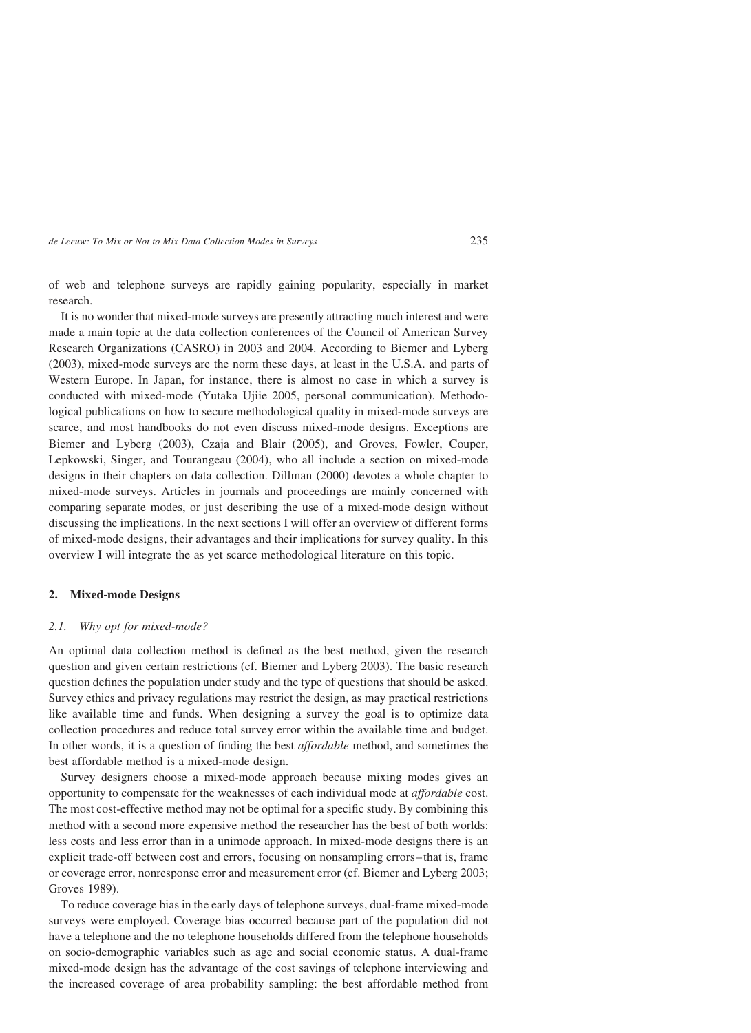of web and telephone surveys are rapidly gaining popularity, especially in market research.

It is no wonder that mixed-mode surveys are presently attracting much interest and were made a main topic at the data collection conferences of the Council of American Survey Research Organizations (CASRO) in 2003 and 2004. According to Biemer and Lyberg (2003), mixed-mode surveys are the norm these days, at least in the U.S.A. and parts of Western Europe. In Japan, for instance, there is almost no case in which a survey is conducted with mixed-mode (Yutaka Ujiie 2005, personal communication). Methodological publications on how to secure methodological quality in mixed-mode surveys are scarce, and most handbooks do not even discuss mixed-mode designs. Exceptions are Biemer and Lyberg (2003), Czaja and Blair (2005), and Groves, Fowler, Couper, Lepkowski, Singer, and Tourangeau (2004), who all include a section on mixed-mode designs in their chapters on data collection. Dillman (2000) devotes a whole chapter to mixed-mode surveys. Articles in journals and proceedings are mainly concerned with comparing separate modes, or just describing the use of a mixed-mode design without discussing the implications. In the next sections I will offer an overview of different forms of mixed-mode designs, their advantages and their implications for survey quality. In this overview I will integrate the as yet scarce methodological literature on this topic.

## 2. Mixed-mode Designs

### *2.1. Why opt for mixed-mode?*

An optimal data collection method is defined as the best method, given the research question and given certain restrictions (cf. Biemer and Lyberg 2003). The basic research question defines the population under study and the type of questions that should be asked. Survey ethics and privacy regulations may restrict the design, as may practical restrictions like available time and funds. When designing a survey the goal is to optimize data collection procedures and reduce total survey error within the available time and budget. In other words, it is a question of finding the best *affordable* method, and sometimes the best affordable method is a mixed-mode design.

Survey designers choose a mixed-mode approach because mixing modes gives an opportunity to compensate for the weaknesses of each individual mode at *affordable* cost. The most cost-effective method may not be optimal for a specific study. By combining this method with a second more expensive method the researcher has the best of both worlds: less costs and less error than in a unimode approach. In mixed-mode designs there is an explicit trade-off between cost and errors, focusing on nonsampling errors – that is, frame or coverage error, nonresponse error and measurement error (cf. Biemer and Lyberg 2003; Groves 1989).

To reduce coverage bias in the early days of telephone surveys, dual-frame mixed-mode surveys were employed. Coverage bias occurred because part of the population did not have a telephone and the no telephone households differed from the telephone households on socio-demographic variables such as age and social economic status. A dual-frame mixed-mode design has the advantage of the cost savings of telephone interviewing and the increased coverage of area probability sampling: the best affordable method from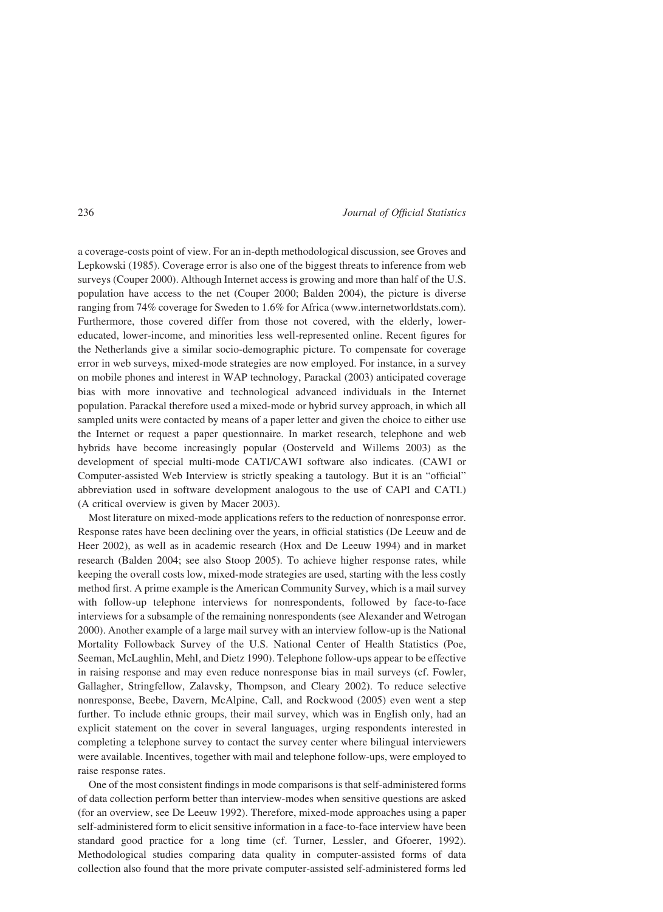a coverage-costs point of view. For an in-depth methodological discussion, see Groves and Lepkowski (1985). Coverage error is also one of the biggest threats to inference from web surveys (Couper 2000). Although Internet access is growing and more than half of the U.S. population have access to the net (Couper 2000; Balden 2004), the picture is diverse ranging from 74% coverage for Sweden to 1.6% for Africa (www.internetworldstats.com). Furthermore, those covered differ from those not covered, with the elderly, lower-educated, lower-income, and minorities less well-represented online. Recent figures for the Netherlands give a similar socio-demographic picture. To compensate for coverage error in web surveys, mixed-mode strategies are now employed. For instance, in a survey on mobile phones and interest in WAP technology, Parackal (2003) anticipated coverage bias with more innovative and technological advanced individuals in the Internet population. Parackal therefore used a mixed-mode or hybrid survey approach, in which all sampled units were contacted by means of a paper letter and given the choice to either use the Internet or request a paper questionnaire. In market research, telephone and web hybrids have become increasingly popular (Oosterveld and Willems 2003) as the development of special multi-mode CATI/CAWI software also indicates. (CAWI or Computer-assisted Web Interview is strictly speaking a tautology. But it is an "official" abbreviation used in software development analogous to the use of CAPI and CATI.) (A critical overview is given by Macer 2003).

Most literature on mixed-mode applications refers to the reduction of nonresponse error. Response rates have been declining over the years, in official statistics (De Leeuw and de Heer 2002), as well as in academic research (Hox and De Leeuw 1994) and in market research (Balden 2004; see also Stoop 2005). To achieve higher response rates, while keeping the overall costs low, mixed-mode strategies are used, starting with the less costly method first. A prime example is the American Community Survey, which is a mail survey with follow-up telephone interviews for nonrespondents, followed by face-to-face interviews for a subsample of the remaining nonrespondents (see Alexander and Wetrogan 2000). Another example of a large mail survey with an interview follow-up is the National Mortality Followback Survey of the U.S. National Center of Health Statistics (Poe, Seeman, McLaughlin, Mehl, and Dietz 1990). Telephone follow-ups appear to be effective in raising response and may even reduce nonresponse bias in mail surveys (cf. Fowler, Gallagher, Stringfellow, Zalavsky, Thompson, and Cleary 2002). To reduce selective nonresponse, Beebe, Davern, McAlpine, Call, and Rockwood (2005) even went a step further. To include ethnic groups, their mail survey, which was in English only, had an explicit statement on the cover in several languages, urging respondents interested in completing a telephone survey to contact the survey center where bilingual interviewers were available. Incentives, together with mail and telephone follow-ups, were employed to raise response rates.

One of the most consistent findings in mode comparisons is that self-administered forms of data collection perform better than interview-modes when sensitive questions are asked (for an overview, see De Leeuw 1992). Therefore, mixed-mode approaches using a paper self-administered form to elicit sensitive information in a face-to-face interview have been standard good practice for a long time (cf. Turner, Lessler, and Gfoerer, 1992). Methodological studies comparing data quality in computer-assisted forms of data collection also found that the more private computer-assisted self-administered forms led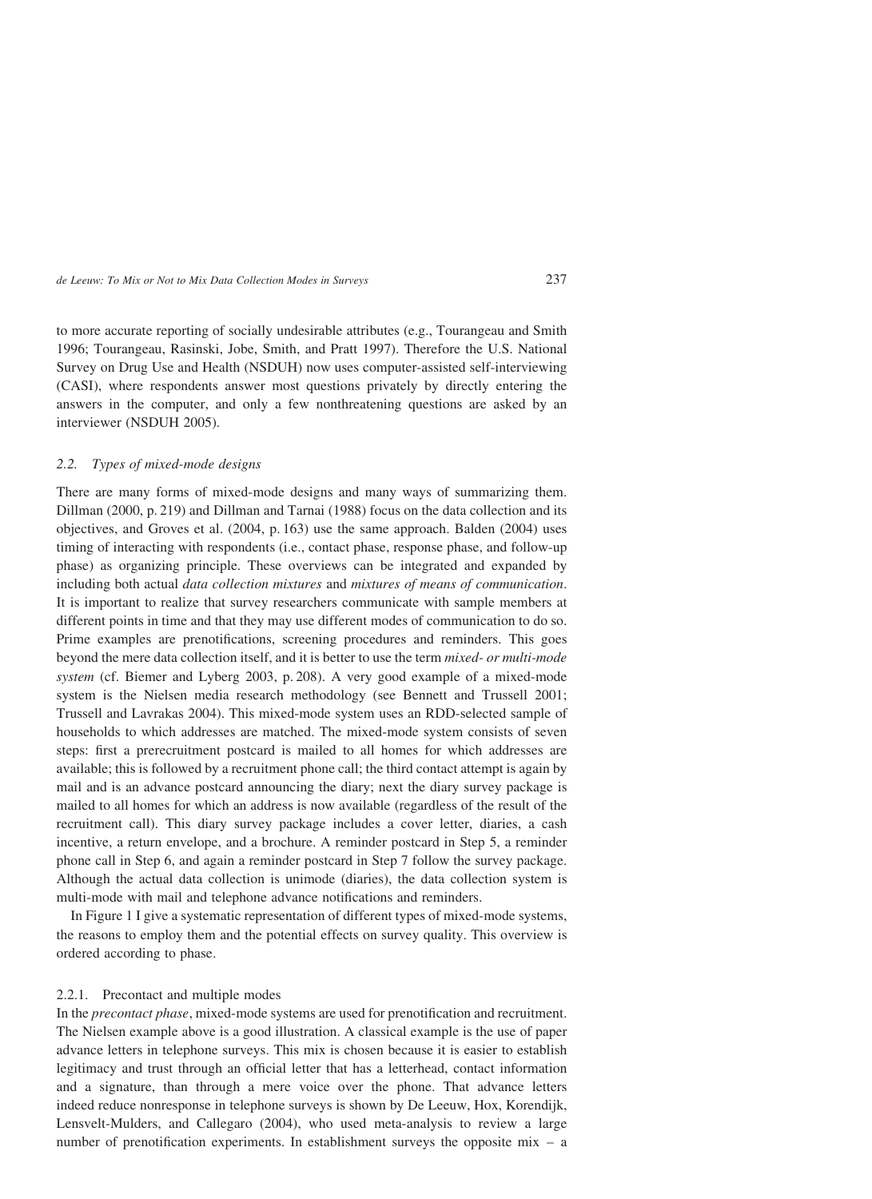to more accurate reporting of socially undesirable attributes (e.g., Tourangeau and Smith 1996; Tourangeau, Rasinski, Jobe, Smith, and Pratt 1997). Therefore the U.S. National Survey on Drug Use and Health (NSDUH) now uses computer-assisted self-interviewing (CASI), where respondents answer most questions privately by directly entering the answers in the computer, and only a few nonthreatening questions are asked by an interviewer (NSDUH 2005).

### 2.2. *Types of mixed-mode designs*

There are many forms of mixed-mode designs and many ways of summarizing them. Dillman (2000, p. 219) and Dillman and Tarnai (1988) focus on the data collection and its objectives, and Groves et al. (2004, p. 163) use the same approach. Balden (2004) uses timing of interacting with respondents (i.e., contact phase, response phase, and follow-up phase) as organizing principle. These overviews can be integrated and expanded by including both actual *data collection mixtures* and *mixtures of means of communication*. It is important to realize that survey researchers communicate with sample members at different points in time and that they may use different modes of communication to do so. Prime examples are prenotifications, screening procedures and reminders. This goes beyond the mere data collection itself, and it is better to use the term *mixed- or multi-mode system* (cf. Biemer and Lyberg 2003, p. 208). A very good example of a mixed-mode system is the Nielsen media research methodology (see Bennett and Trussell 2001; Trussell and Lavrakas 2004). This mixed-mode system uses an RDD-selected sample of households to which addresses are matched. The mixed-mode system consists of seven steps: first a prerecruitment postcard is mailed to all homes for which addresses are available; this is followed by a recruitment phone call; the third contact attempt is again by mail and is an advance postcard announcing the diary; next the diary survey package is mailed to all homes for which an address is now available (regardless of the result of the recruitment call). This diary survey package includes a cover letter, diaries, a cash incentive, a return envelope, and a brochure. A reminder postcard in Step 5, a reminder phone call in Step 6, and again a reminder postcard in Step 7 follow the survey package. Although the actual data collection is unimode (diaries), the data collection system is multi-mode with mail and telephone advance notifications and reminders.

In Figure 1 I give a systematic representation of different types of mixed-mode systems, the reasons to employ them and the potential effects on survey quality. This overview is ordered according to phase.

#### 2.2.1. Precontact and multiple modes

In the *precontact phase*, mixed-mode systems are used for prenotification and recruitment. The Nielsen example above is a good illustration. A classical example is the use of paper advance letters in telephone surveys. This mix is chosen because it is easier to establish legitimacy and trust through an official letter that has a letterhead, contact information and a signature, than through a mere voice over the phone. That advance letters indeed reduce nonresponse in telephone surveys is shown by De Leeuw, Hox, Korendijk, Lensvelt-Mulders, and Callegaro (2004), who used meta-analysis to review a large number of prenotification experiments. In establishment surveys the opposite mix – a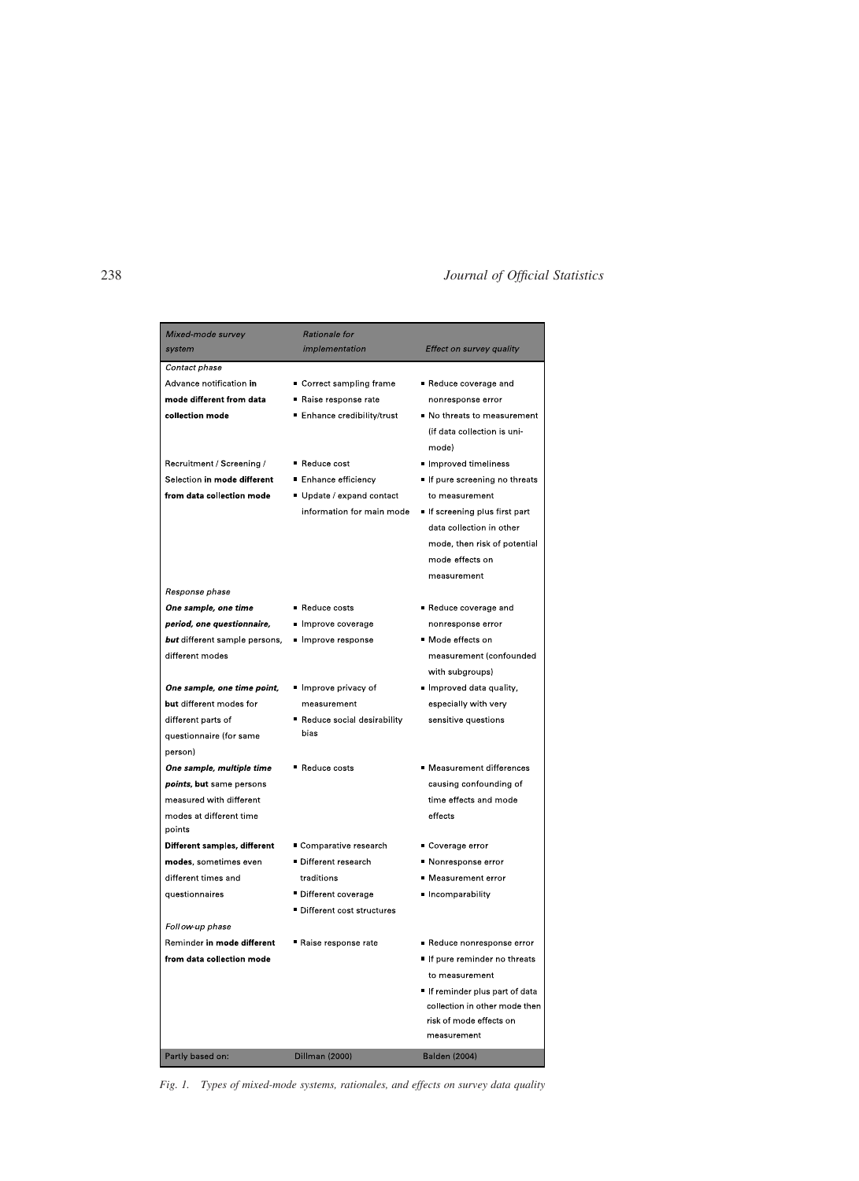| *Mixed-mode survey system* | *Rationale for implementation* | *Effect on survey quality* |
| --- | --- | --- |
| *Contact phase* | | |
| Advance notification **in mode different from data collection mode** | ▪ Correct sampling frame<br>▪ Raise response rate<br>▪ Enhance credibility/trust | ▪ Reduce coverage and nonresponse error<br>▪ No threats to measurement (if data collection is uni-mode) |
| Recruitment / Screening / Selection **in mode different from data collection mode** | ▪ Reduce cost<br>▪ Enhance efficiency<br>▪ Update / expand contact information for main mode | ▪ Improved timeliness<br>▪ If pure screening no threats to measurement<br>▪ If screening plus first part data collection in other mode, then risk of potential mode effects on measurement |
| *Response phase* | | |
| ***One sample, one time period, one questionnaire, but*** different sample persons, different modes | ▪ Reduce costs<br>▪ Improve coverage<br>▪ Improve response | ▪ Reduce coverage and nonresponse error<br>▪ Mode effects on measurement (confounded with subgroups) |
| ***One sample, one time point,*** **but** different modes for different parts of questionnaire (for same person) | ▪ Improve privacy of measurement<br>▪ Reduce social desirability bias | ▪ Improved data quality, especially with very sensitive questions |
| ***One sample, multiple time points,*** **but** same persons measured with different modes at different time points | ▪ Reduce costs | ▪ Measurement differences causing confounding of time effects and mode effects |
| **Different samples, different modes**, sometimes even different times and questionnaires | ▪ Comparative research<br>▪ Different research traditions<br>▪ Different coverage<br>▪ Different cost structures | ▪ Coverage error<br>▪ Nonresponse error<br>▪ Measurement error<br>▪ Incomparability |
| *Follow-up phase* | | |
| Reminder **in mode different from data collection mode** | ▪ Raise response rate | ▪ Reduce nonresponse error<br>▪ If pure reminder no threats to measurement<br>▪ If reminder plus part of data collection in other mode then risk of mode effects on measurement |
| Partly based on: | Dillman (2000) | Balden (2004) |

*Fig. 1. Types of mixed-mode systems, rationales, and effects on survey data quality*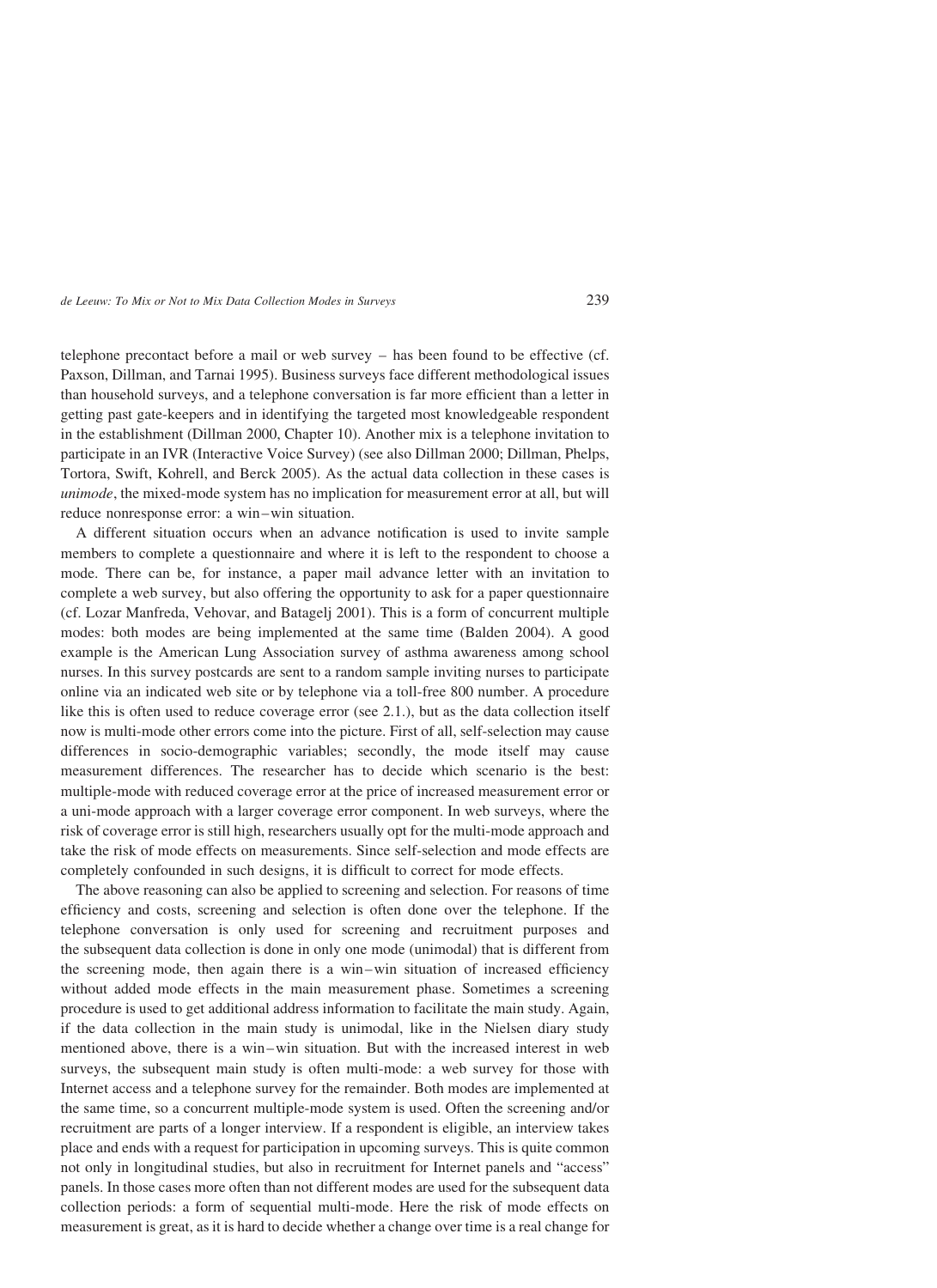telephone precontact before a mail or web survey – has been found to be effective (cf. Paxson, Dillman, and Tarnai 1995). Business surveys face different methodological issues than household surveys, and a telephone conversation is far more efficient than a letter in getting past gate-keepers and in identifying the targeted most knowledgeable respondent in the establishment (Dillman 2000, Chapter 10). Another mix is a telephone invitation to participate in an IVR (Interactive Voice Survey) (see also Dillman 2000; Dillman, Phelps, Tortora, Swift, Kohrell, and Berck 2005). As the actual data collection in these cases is *unimode*, the mixed-mode system has no implication for measurement error at all, but will reduce nonresponse error: a win–win situation.

A different situation occurs when an advance notification is used to invite sample members to complete a questionnaire and where it is left to the respondent to choose a mode. There can be, for instance, a paper mail advance letter with an invitation to complete a web survey, but also offering the opportunity to ask for a paper questionnaire (cf. Lozar Manfreda, Vehovar, and Batagelj 2001). This is a form of concurrent multiple modes: both modes are being implemented at the same time (Balden 2004). A good example is the American Lung Association survey of asthma awareness among school nurses. In this survey postcards are sent to a random sample inviting nurses to participate online via an indicated web site or by telephone via a toll-free 800 number. A procedure like this is often used to reduce coverage error (see 2.1.), but as the data collection itself now is multi-mode other errors come into the picture. First of all, self-selection may cause differences in socio-demographic variables; secondly, the mode itself may cause measurement differences. The researcher has to decide which scenario is the best: multiple-mode with reduced coverage error at the price of increased measurement error or a uni-mode approach with a larger coverage error component. In web surveys, where the risk of coverage error is still high, researchers usually opt for the multi-mode approach and take the risk of mode effects on measurements. Since self-selection and mode effects are completely confounded in such designs, it is difficult to correct for mode effects.

The above reasoning can also be applied to screening and selection. For reasons of time efficiency and costs, screening and selection is often done over the telephone. If the telephone conversation is only used for screening and recruitment purposes and the subsequent data collection is done in only one mode (unimodal) that is different from the screening mode, then again there is a win–win situation of increased efficiency without added mode effects in the main measurement phase. Sometimes a screening procedure is used to get additional address information to facilitate the main study. Again, if the data collection in the main study is unimodal, like in the Nielsen diary study mentioned above, there is a win–win situation. But with the increased interest in web surveys, the subsequent main study is often multi-mode: a web survey for those with Internet access and a telephone survey for the remainder. Both modes are implemented at the same time, so a concurrent multiple-mode system is used. Often the screening and/or recruitment are parts of a longer interview. If a respondent is eligible, an interview takes place and ends with a request for participation in upcoming surveys. This is quite common not only in longitudinal studies, but also in recruitment for Internet panels and "access" panels. In those cases more often than not different modes are used for the subsequent data collection periods: a form of sequential multi-mode. Here the risk of mode effects on measurement is great, as it is hard to decide whether a change over time is a real change for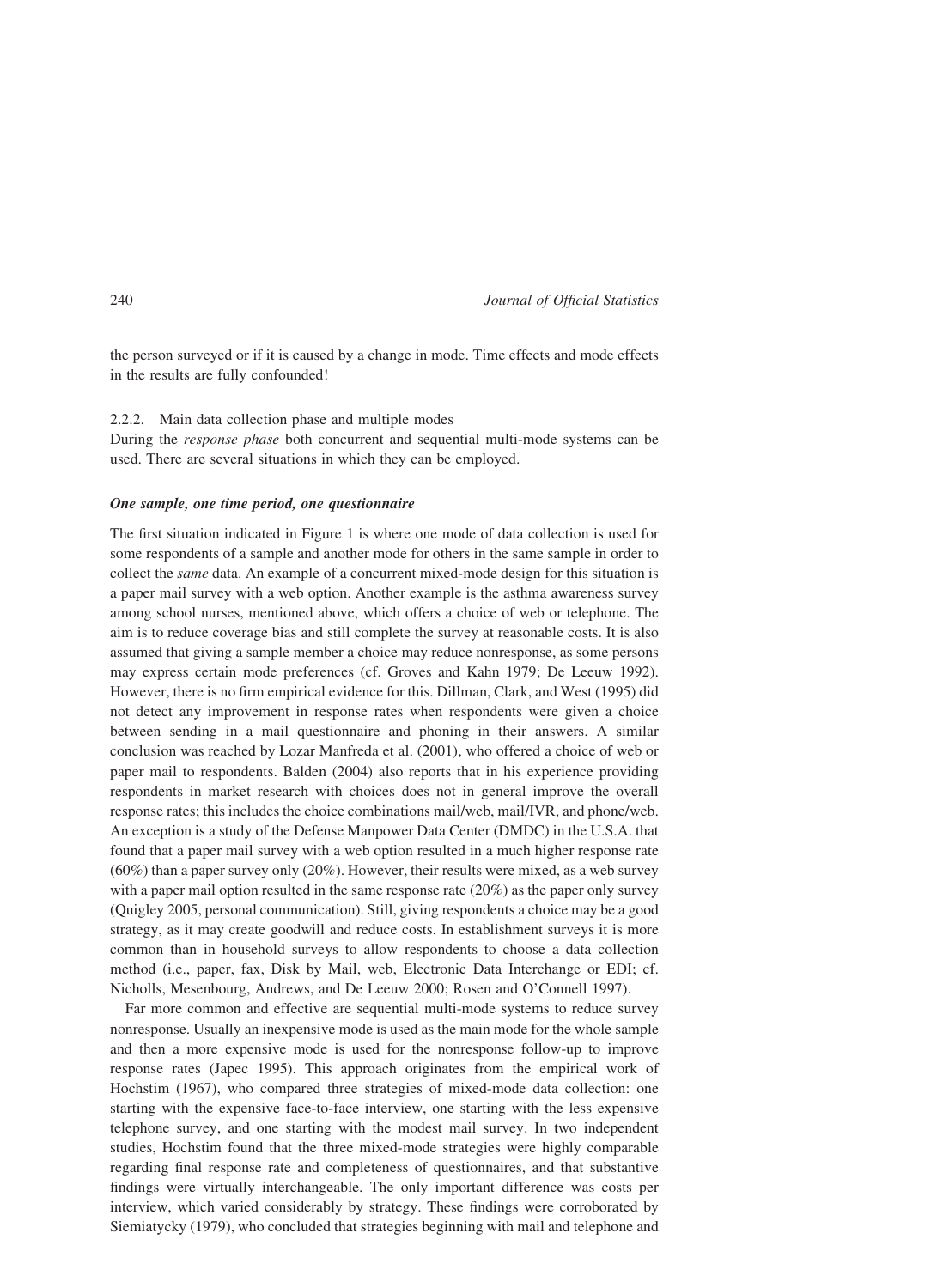the person surveyed or if it is caused by a change in mode. Time effects and mode effects in the results are fully confounded!

#### 2.2.2. Main data collection phase and multiple modes

During the *response phase* both concurrent and sequential multi-mode systems can be used. There are several situations in which they can be employed.

***One sample, one time period, one questionnaire***

The first situation indicated in Figure 1 is where one mode of data collection is used for some respondents of a sample and another mode for others in the same sample in order to collect the *same* data. An example of a concurrent mixed-mode design for this situation is a paper mail survey with a web option. Another example is the asthma awareness survey among school nurses, mentioned above, which offers a choice of web or telephone. The aim is to reduce coverage bias and still complete the survey at reasonable costs. It is also assumed that giving a sample member a choice may reduce nonresponse, as some persons may express certain mode preferences (cf. Groves and Kahn 1979; De Leeuw 1992). However, there is no firm empirical evidence for this. Dillman, Clark, and West (1995) did not detect any improvement in response rates when respondents were given a choice between sending in a mail questionnaire and phoning in their answers. A similar conclusion was reached by Lozar Manfreda et al. (2001), who offered a choice of web or paper mail to respondents. Balden (2004) also reports that in his experience providing respondents in market research with choices does not in general improve the overall response rates; this includes the choice combinations mail/web, mail/IVR, and phone/web. An exception is a study of the Defense Manpower Data Center (DMDC) in the U.S.A. that found that a paper mail survey with a web option resulted in a much higher response rate (60%) than a paper survey only (20%). However, their results were mixed, as a web survey with a paper mail option resulted in the same response rate (20%) as the paper only survey (Quigley 2005, personal communication). Still, giving respondents a choice may be a good strategy, as it may create goodwill and reduce costs. In establishment surveys it is more common than in household surveys to allow respondents to choose a data collection method (i.e., paper, fax, Disk by Mail, web, Electronic Data Interchange or EDI; cf. Nicholls, Mesenbourg, Andrews, and De Leeuw 2000; Rosen and O'Connell 1997).

Far more common and effective are sequential multi-mode systems to reduce survey nonresponse. Usually an inexpensive mode is used as the main mode for the whole sample and then a more expensive mode is used for the nonresponse follow-up to improve response rates (Japec 1995). This approach originates from the empirical work of Hochstim (1967), who compared three strategies of mixed-mode data collection: one starting with the expensive face-to-face interview, one starting with the less expensive telephone survey, and one starting with the modest mail survey. In two independent studies, Hochstim found that the three mixed-mode strategies were highly comparable regarding final response rate and completeness of questionnaires, and that substantive findings were virtually interchangeable. The only important difference was costs per interview, which varied considerably by strategy. These findings were corroborated by Siemiatycky (1979), who concluded that strategies beginning with mail and telephone and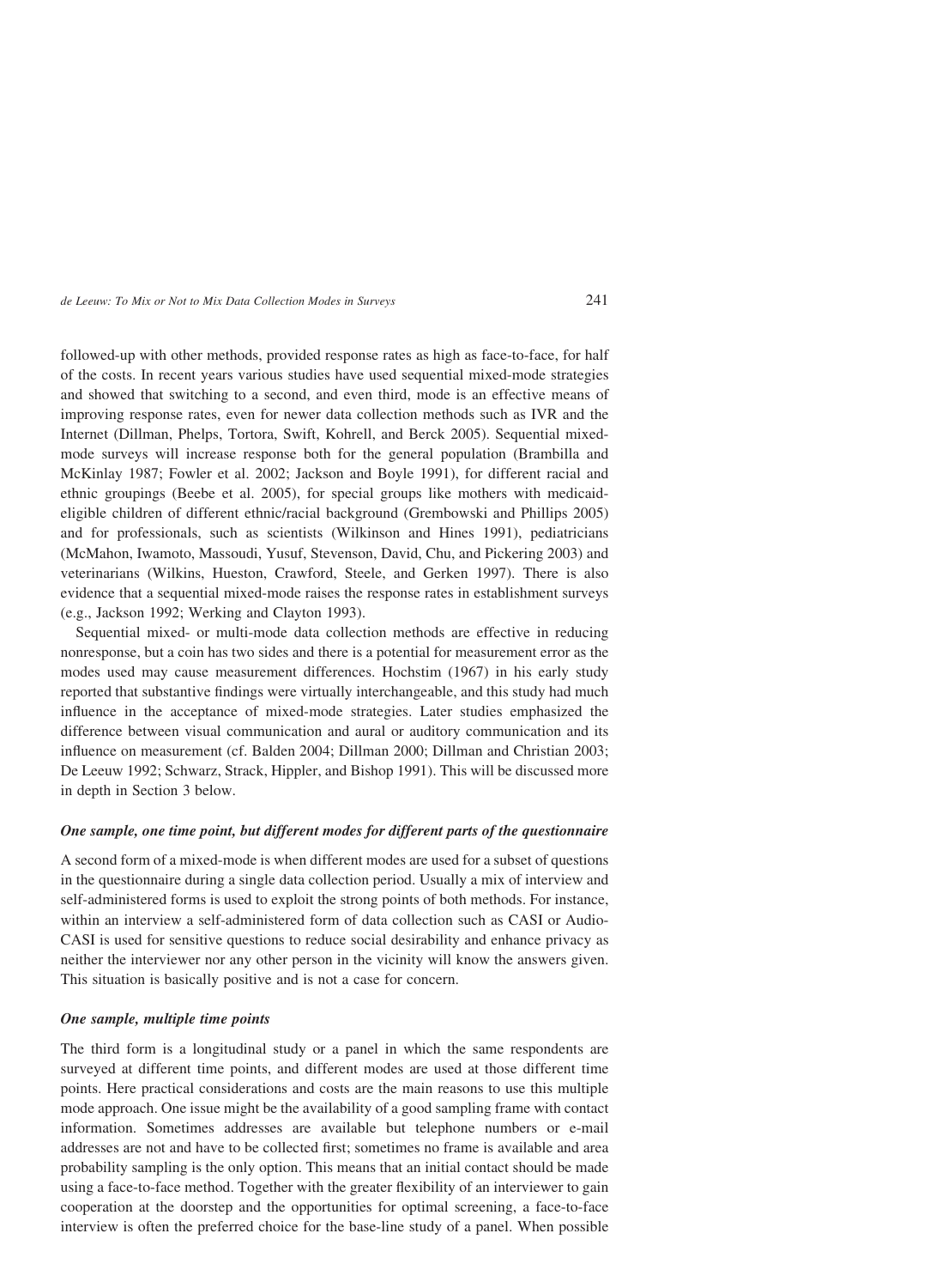followed-up with other methods, provided response rates as high as face-to-face, for half of the costs. In recent years various studies have used sequential mixed-mode strategies and showed that switching to a second, and even third, mode is an effective means of improving response rates, even for newer data collection methods such as IVR and the Internet (Dillman, Phelps, Tortora, Swift, Kohrell, and Berck 2005). Sequential mixed-mode surveys will increase response both for the general population (Brambilla and McKinlay 1987; Fowler et al. 2002; Jackson and Boyle 1991), for different racial and ethnic groupings (Beebe et al. 2005), for special groups like mothers with medicaid-eligible children of different ethnic/racial background (Grembowski and Phillips 2005) and for professionals, such as scientists (Wilkinson and Hines 1991), pediatricians (McMahon, Iwamoto, Massoudi, Yusuf, Stevenson, David, Chu, and Pickering 2003) and veterinarians (Wilkins, Hueston, Crawford, Steele, and Gerken 1997). There is also evidence that a sequential mixed-mode raises the response rates in establishment surveys (e.g., Jackson 1992; Werking and Clayton 1993).

Sequential mixed- or multi-mode data collection methods are effective in reducing nonresponse, but a coin has two sides and there is a potential for measurement error as the modes used may cause measurement differences. Hochstim (1967) in his early study reported that substantive findings were virtually interchangeable, and this study had much influence in the acceptance of mixed-mode strategies. Later studies emphasized the difference between visual communication and aural or auditory communication and its influence on measurement (cf. Balden 2004; Dillman 2000; Dillman and Christian 2003; De Leeuw 1992; Schwarz, Strack, Hippler, and Bishop 1991). This will be discussed more in depth in Section 3 below.

***One sample, one time point, but different modes for different parts of the questionnaire***

A second form of a mixed-mode is when different modes are used for a subset of questions in the questionnaire during a single data collection period. Usually a mix of interview and self-administered forms is used to exploit the strong points of both methods. For instance, within an interview a self-administered form of data collection such as CASI or Audio-CASI is used for sensitive questions to reduce social desirability and enhance privacy as neither the interviewer nor any other person in the vicinity will know the answers given. This situation is basically positive and is not a case for concern.

***One sample, multiple time points***

The third form is a longitudinal study or a panel in which the same respondents are surveyed at different time points, and different modes are used at those different time points. Here practical considerations and costs are the main reasons to use this multiple mode approach. One issue might be the availability of a good sampling frame with contact information. Sometimes addresses are available but telephone numbers or e-mail addresses are not and have to be collected first; sometimes no frame is available and area probability sampling is the only option. This means that an initial contact should be made using a face-to-face method. Together with the greater flexibility of an interviewer to gain cooperation at the doorstep and the opportunities for optimal screening, a face-to-face interview is often the preferred choice for the base-line study of a panel. When possible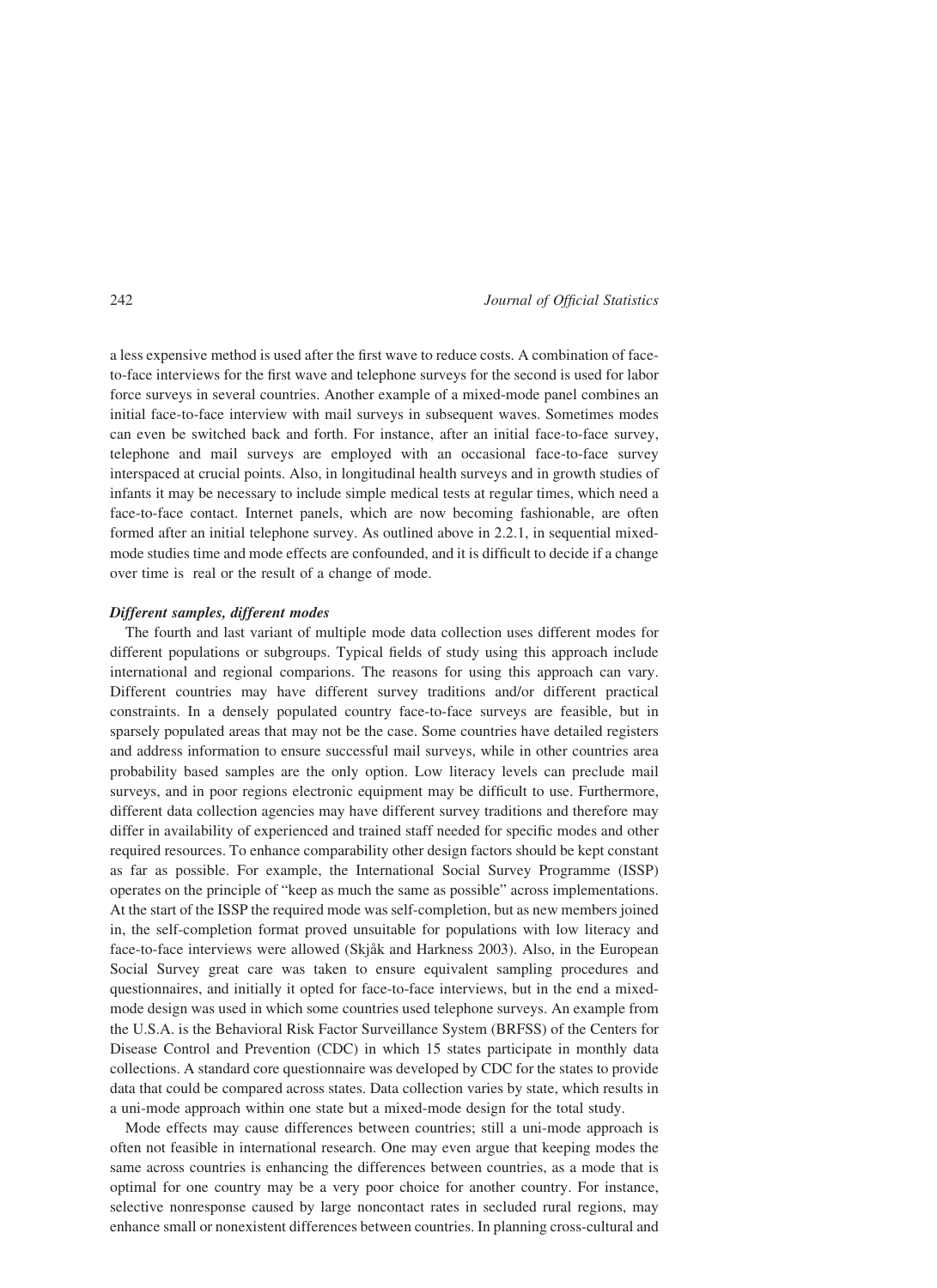a less expensive method is used after the first wave to reduce costs. A combination of face-to-face interviews for the first wave and telephone surveys for the second is used for labor force surveys in several countries. Another example of a mixed-mode panel combines an initial face-to-face interview with mail surveys in subsequent waves. Sometimes modes can even be switched back and forth. For instance, after an initial face-to-face survey, telephone and mail surveys are employed with an occasional face-to-face survey interspaced at crucial points. Also, in longitudinal health surveys and in growth studies of infants it may be necessary to include simple medical tests at regular times, which need a face-to-face contact. Internet panels, which are now becoming fashionable, are often formed after an initial telephone survey. As outlined above in 2.2.1, in sequential mixed-mode studies time and mode effects are confounded, and it is difficult to decide if a change over time is real or the result of a change of mode.

***Different samples, different modes***

The fourth and last variant of multiple mode data collection uses different modes for different populations or subgroups. Typical fields of study using this approach include international and regional comparions. The reasons for using this approach can vary. Different countries may have different survey traditions and/or different practical constraints. In a densely populated country face-to-face surveys are feasible, but in sparsely populated areas that may not be the case. Some countries have detailed registers and address information to ensure successful mail surveys, while in other countries area probability based samples are the only option. Low literacy levels can preclude mail surveys, and in poor regions electronic equipment may be difficult to use. Furthermore, different data collection agencies may have different survey traditions and therefore may differ in availability of experienced and trained staff needed for specific modes and other required resources. To enhance comparability other design factors should be kept constant as far as possible. For example, the International Social Survey Programme (ISSP) operates on the principle of "keep as much the same as possible" across implementations. At the start of the ISSP the required mode was self-completion, but as new members joined in, the self-completion format proved unsuitable for populations with low literacy and face-to-face interviews were allowed (Skjåk and Harkness 2003). Also, in the European Social Survey great care was taken to ensure equivalent sampling procedures and questionnaires, and initially it opted for face-to-face interviews, but in the end a mixed-mode design was used in which some countries used telephone surveys. An example from the U.S.A. is the Behavioral Risk Factor Surveillance System (BRFSS) of the Centers for Disease Control and Prevention (CDC) in which 15 states participate in monthly data collections. A standard core questionnaire was developed by CDC for the states to provide data that could be compared across states. Data collection varies by state, which results in a uni-mode approach within one state but a mixed-mode design for the total study.

Mode effects may cause differences between countries; still a uni-mode approach is often not feasible in international research. One may even argue that keeping modes the same across countries is enhancing the differences between countries, as a mode that is optimal for one country may be a very poor choice for another country. For instance, selective nonresponse caused by large noncontact rates in secluded rural regions, may enhance small or nonexistent differences between countries. In planning cross-cultural and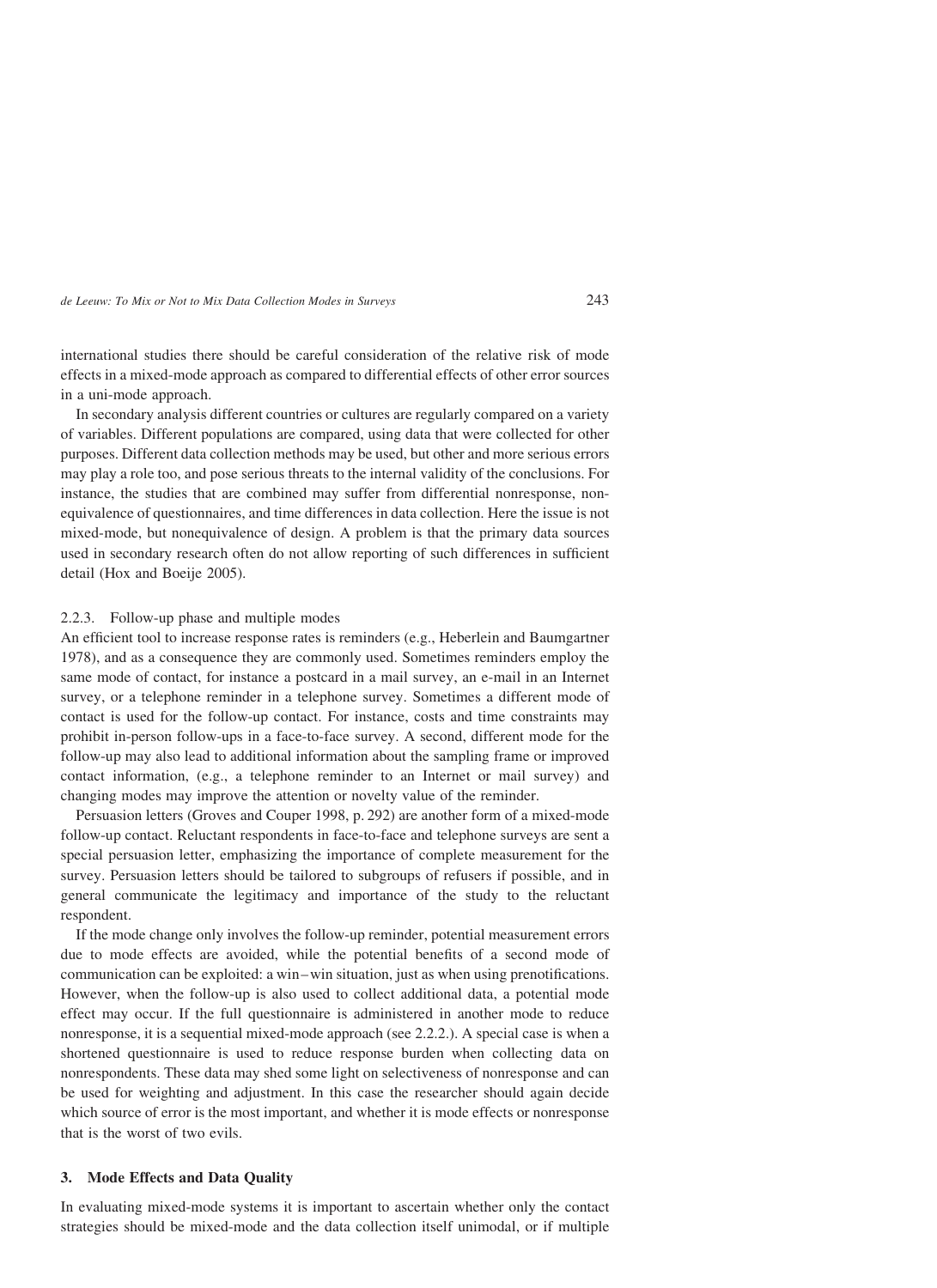international studies there should be careful consideration of the relative risk of mode effects in a mixed-mode approach as compared to differential effects of other error sources in a uni-mode approach.

In secondary analysis different countries or cultures are regularly compared on a variety of variables. Different populations are compared, using data that were collected for other purposes. Different data collection methods may be used, but other and more serious errors may play a role too, and pose serious threats to the internal validity of the conclusions. For instance, the studies that are combined may suffer from differential nonresponse, non-equivalence of questionnaires, and time differences in data collection. Here the issue is not mixed-mode, but nonequivalence of design. A problem is that the primary data sources used in secondary research often do not allow reporting of such differences in sufficient detail (Hox and Boeije 2005).

### 2.2.3. Follow-up phase and multiple modes

An efficient tool to increase response rates is reminders (e.g., Heberlein and Baumgartner 1978), and as a consequence they are commonly used. Sometimes reminders employ the same mode of contact, for instance a postcard in a mail survey, an e-mail in an Internet survey, or a telephone reminder in a telephone survey. Sometimes a different mode of contact is used for the follow-up contact. For instance, costs and time constraints may prohibit in-person follow-ups in a face-to-face survey. A second, different mode for the follow-up may also lead to additional information about the sampling frame or improved contact information, (e.g., a telephone reminder to an Internet or mail survey) and changing modes may improve the attention or novelty value of the reminder.

Persuasion letters (Groves and Couper 1998, p. 292) are another form of a mixed-mode follow-up contact. Reluctant respondents in face-to-face and telephone surveys are sent a special persuasion letter, emphasizing the importance of complete measurement for the survey. Persuasion letters should be tailored to subgroups of refusers if possible, and in general communicate the legitimacy and importance of the study to the reluctant respondent.

If the mode change only involves the follow-up reminder, potential measurement errors due to mode effects are avoided, while the potential benefits of a second mode of communication can be exploited: a win–win situation, just as when using prenotifications. However, when the follow-up is also used to collect additional data, a potential mode effect may occur. If the full questionnaire is administered in another mode to reduce nonresponse, it is a sequential mixed-mode approach (see 2.2.2.). A special case is when a shortened questionnaire is used to reduce response burden when collecting data on nonrespondents. These data may shed some light on selectiveness of nonresponse and can be used for weighting and adjustment. In this case the researcher should again decide which source of error is the most important, and whether it is mode effects or nonresponse that is the worst of two evils.

## 3. Mode Effects and Data Quality

In evaluating mixed-mode systems it is important to ascertain whether only the contact strategies should be mixed-mode and the data collection itself unimodal, or if multiple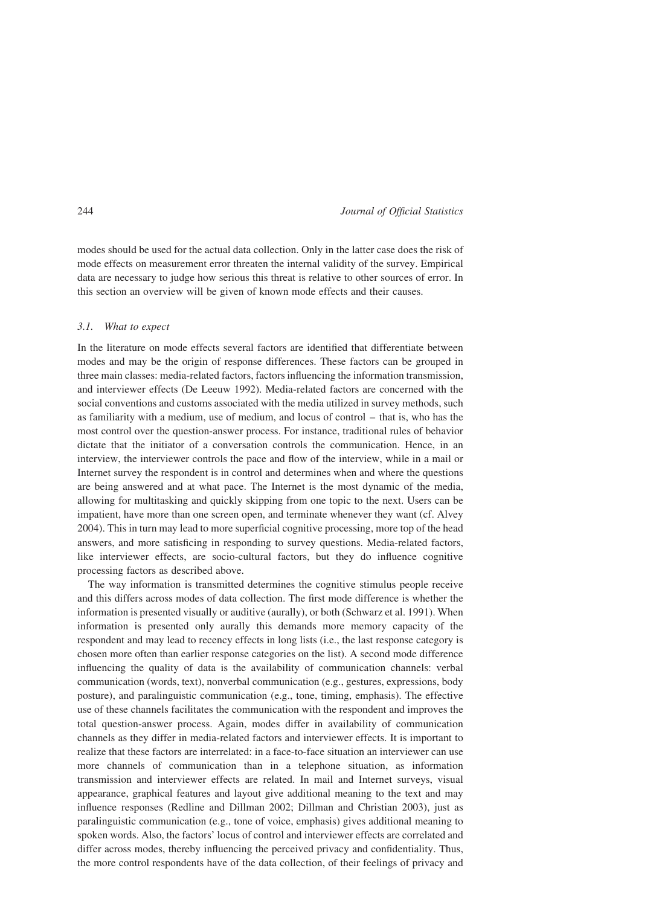modes should be used for the actual data collection. Only in the latter case does the risk of mode effects on measurement error threaten the internal validity of the survey. Empirical data are necessary to judge how serious this threat is relative to other sources of error. In this section an overview will be given of known mode effects and their causes.

### 3.1. *What to expect*

In the literature on mode effects several factors are identified that differentiate between modes and may be the origin of response differences. These factors can be grouped in three main classes: media-related factors, factors influencing the information transmission, and interviewer effects (De Leeuw 1992). Media-related factors are concerned with the social conventions and customs associated with the media utilized in survey methods, such as familiarity with a medium, use of medium, and locus of control – that is, who has the most control over the question-answer process. For instance, traditional rules of behavior dictate that the initiator of a conversation controls the communication. Hence, in an interview, the interviewer controls the pace and flow of the interview, while in a mail or Internet survey the respondent is in control and determines when and where the questions are being answered and at what pace. The Internet is the most dynamic of the media, allowing for multitasking and quickly skipping from one topic to the next. Users can be impatient, have more than one screen open, and terminate whenever they want (cf. Alvey 2004). This in turn may lead to more superficial cognitive processing, more top of the head answers, and more satisficing in responding to survey questions. Media-related factors, like interviewer effects, are socio-cultural factors, but they do influence cognitive processing factors as described above.

The way information is transmitted determines the cognitive stimulus people receive and this differs across modes of data collection. The first mode difference is whether the information is presented visually or auditive (aurally), or both (Schwarz et al. 1991). When information is presented only aurally this demands more memory capacity of the respondent and may lead to recency effects in long lists (i.e., the last response category is chosen more often than earlier response categories on the list). A second mode difference influencing the quality of data is the availability of communication channels: verbal communication (words, text), nonverbal communication (e.g., gestures, expressions, body posture), and paralinguistic communication (e.g., tone, timing, emphasis). The effective use of these channels facilitates the communication with the respondent and improves the total question-answer process. Again, modes differ in availability of communication channels as they differ in media-related factors and interviewer effects. It is important to realize that these factors are interrelated: in a face-to-face situation an interviewer can use more channels of communication than in a telephone situation, as information transmission and interviewer effects are related. In mail and Internet surveys, visual appearance, graphical features and layout give additional meaning to the text and may influence responses (Redline and Dillman 2002; Dillman and Christian 2003), just as paralinguistic communication (e.g., tone of voice, emphasis) gives additional meaning to spoken words. Also, the factors' locus of control and interviewer effects are correlated and differ across modes, thereby influencing the perceived privacy and confidentiality. Thus, the more control respondents have of the data collection, of their feelings of privacy and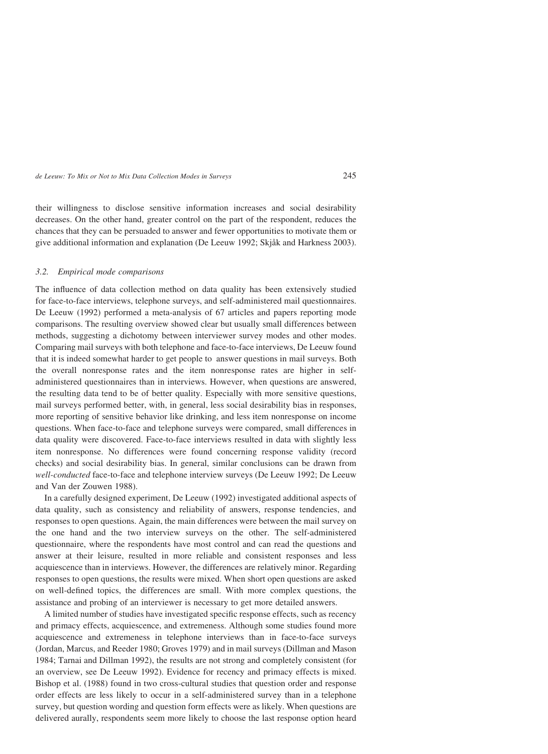their willingness to disclose sensitive information increases and social desirability decreases. On the other hand, greater control on the part of the respondent, reduces the chances that they can be persuaded to answer and fewer opportunities to motivate them or give additional information and explanation (De Leeuw 1992; Skjåk and Harkness 2003).

### 3.2. Empirical mode comparisons

The influence of data collection method on data quality has been extensively studied for face-to-face interviews, telephone surveys, and self-administered mail questionnaires. De Leeuw (1992) performed a meta-analysis of 67 articles and papers reporting mode comparisons. The resulting overview showed clear but usually small differences between methods, suggesting a dichotomy between interviewer survey modes and other modes. Comparing mail surveys with both telephone and face-to-face interviews, De Leeuw found that it is indeed somewhat harder to get people to answer questions in mail surveys. Both the overall nonresponse rates and the item nonresponse rates are higher in self-administered questionnaires than in interviews. However, when questions are answered, the resulting data tend to be of better quality. Especially with more sensitive questions, mail surveys performed better, with, in general, less social desirability bias in responses, more reporting of sensitive behavior like drinking, and less item nonresponse on income questions. When face-to-face and telephone surveys were compared, small differences in data quality were discovered. Face-to-face interviews resulted in data with slightly less item nonresponse. No differences were found concerning response validity (record checks) and social desirability bias. In general, similar conclusions can be drawn from *well-conducted* face-to-face and telephone interview surveys (De Leeuw 1992; De Leeuw and Van der Zouwen 1988).

In a carefully designed experiment, De Leeuw (1992) investigated additional aspects of data quality, such as consistency and reliability of answers, response tendencies, and responses to open questions. Again, the main differences were between the mail survey on the one hand and the two interview surveys on the other. The self-administered questionnaire, where the respondents have most control and can read the questions and answer at their leisure, resulted in more reliable and consistent responses and less acquiescence than in interviews. However, the differences are relatively minor. Regarding responses to open questions, the results were mixed. When short open questions are asked on well-defined topics, the differences are small. With more complex questions, the assistance and probing of an interviewer is necessary to get more detailed answers.

A limited number of studies have investigated specific response effects, such as recency and primacy effects, acquiescence, and extremeness. Although some studies found more acquiescence and extremeness in telephone interviews than in face-to-face surveys (Jordan, Marcus, and Reeder 1980; Groves 1979) and in mail surveys (Dillman and Mason 1984; Tarnai and Dillman 1992), the results are not strong and completely consistent (for an overview, see De Leeuw 1992). Evidence for recency and primacy effects is mixed. Bishop et al. (1988) found in two cross-cultural studies that question order and response order effects are less likely to occur in a self-administered survey than in a telephone survey, but question wording and question form effects were as likely. When questions are delivered aurally, respondents seem more likely to choose the last response option heard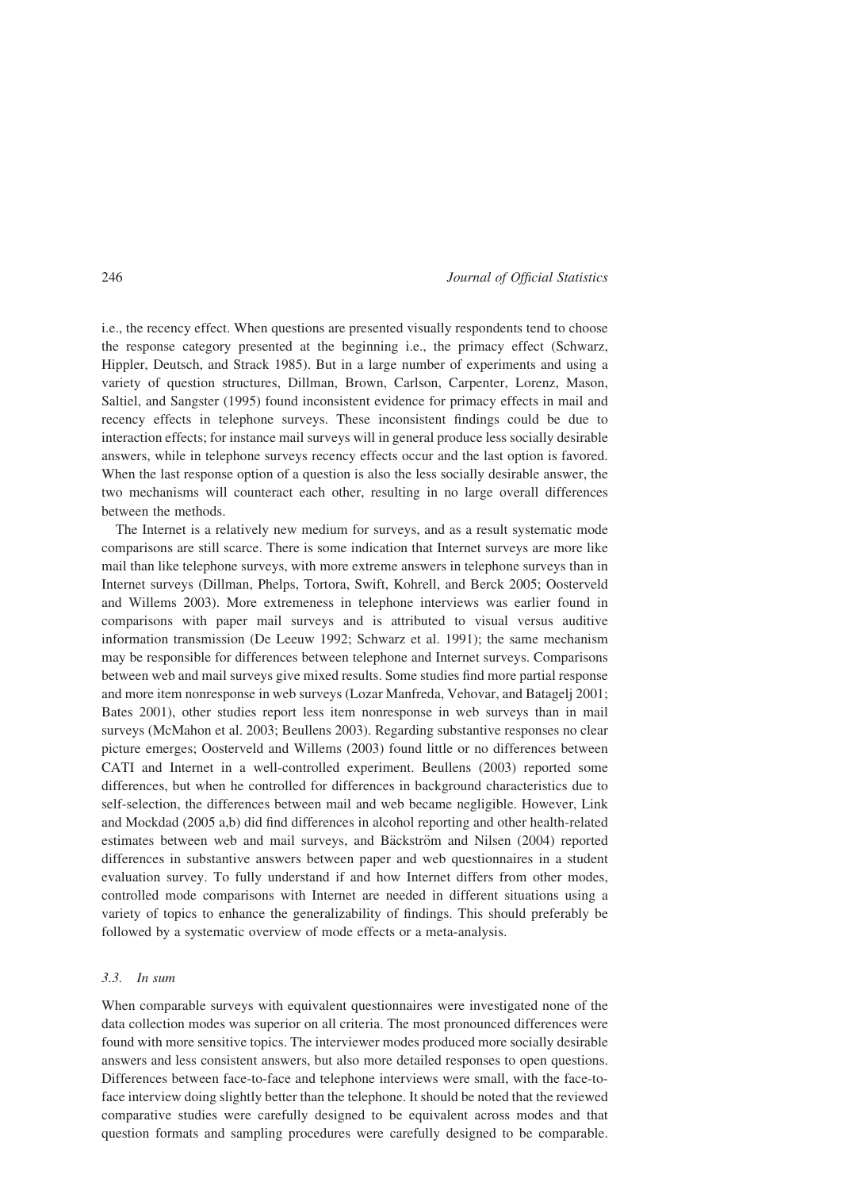i.e., the recency effect. When questions are presented visually respondents tend to choose the response category presented at the beginning i.e., the primacy effect (Schwarz, Hippler, Deutsch, and Strack 1985). But in a large number of experiments and using a variety of question structures, Dillman, Brown, Carlson, Carpenter, Lorenz, Mason, Saltiel, and Sangster (1995) found inconsistent evidence for primacy effects in mail and recency effects in telephone surveys. These inconsistent findings could be due to interaction effects; for instance mail surveys will in general produce less socially desirable answers, while in telephone surveys recency effects occur and the last option is favored. When the last response option of a question is also the less socially desirable answer, the two mechanisms will counteract each other, resulting in no large overall differences between the methods.

The Internet is a relatively new medium for surveys, and as a result systematic mode comparisons are still scarce. There is some indication that Internet surveys are more like mail than like telephone surveys, with more extreme answers in telephone surveys than in Internet surveys (Dillman, Phelps, Tortora, Swift, Kohrell, and Berck 2005; Oosterveld and Willems 2003). More extremeness in telephone interviews was earlier found in comparisons with paper mail surveys and is attributed to visual versus auditive information transmission (De Leeuw 1992; Schwarz et al. 1991); the same mechanism may be responsible for differences between telephone and Internet surveys. Comparisons between web and mail surveys give mixed results. Some studies find more partial response and more item nonresponse in web surveys (Lozar Manfreda, Vehovar, and Batagelj 2001; Bates 2001), other studies report less item nonresponse in web surveys than in mail surveys (McMahon et al. 2003; Beullens 2003). Regarding substantive responses no clear picture emerges; Oosterveld and Willems (2003) found little or no differences between CATI and Internet in a well-controlled experiment. Beullens (2003) reported some differences, but when he controlled for differences in background characteristics due to self-selection, the differences between mail and web became negligible. However, Link and Mockdad (2005 a,b) did find differences in alcohol reporting and other health-related estimates between web and mail surveys, and Bäckström and Nilsen (2004) reported differences in substantive answers between paper and web questionnaires in a student evaluation survey. To fully understand if and how Internet differs from other modes, controlled mode comparisons with Internet are needed in different situations using a variety of topics to enhance the generalizability of findings. This should preferably be followed by a systematic overview of mode effects or a meta-analysis.

### 3.3. *In sum*

When comparable surveys with equivalent questionnaires were investigated none of the data collection modes was superior on all criteria. The most pronounced differences were found with more sensitive topics. The interviewer modes produced more socially desirable answers and less consistent answers, but also more detailed responses to open questions. Differences between face-to-face and telephone interviews were small, with the face-to-face interview doing slightly better than the telephone. It should be noted that the reviewed comparative studies were carefully designed to be equivalent across modes and that question formats and sampling procedures were carefully designed to be comparable.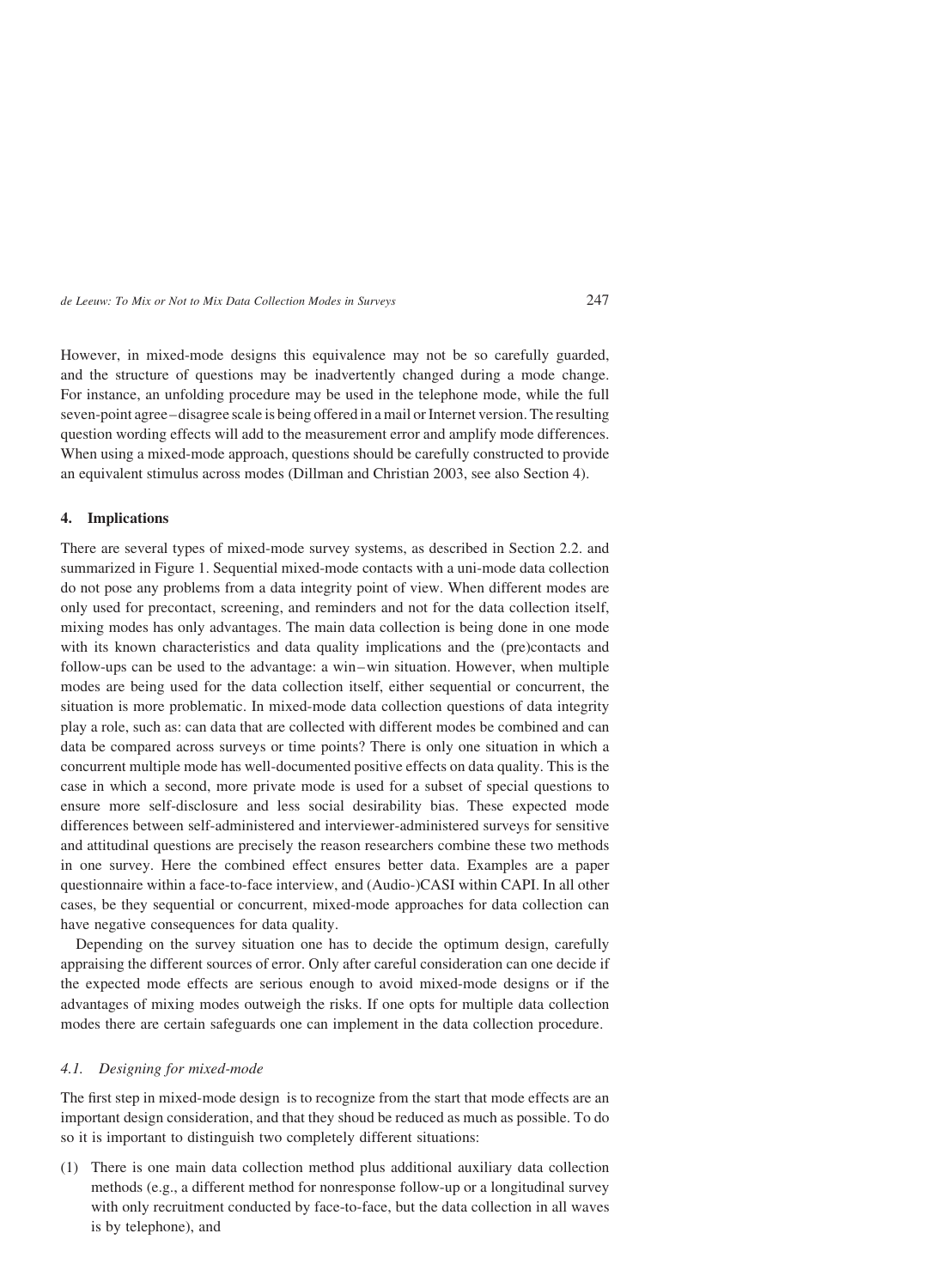However, in mixed-mode designs this equivalence may not be so carefully guarded, and the structure of questions may be inadvertently changed during a mode change. For instance, an unfolding procedure may be used in the telephone mode, while the full seven-point agree–disagree scale is being offered in a mail or Internet version. The resulting question wording effects will add to the measurement error and amplify mode differences. When using a mixed-mode approach, questions should be carefully constructed to provide an equivalent stimulus across modes (Dillman and Christian 2003, see also Section 4).

## 4. Implications

There are several types of mixed-mode survey systems, as described in Section 2.2. and summarized in Figure 1. Sequential mixed-mode contacts with a uni-mode data collection do not pose any problems from a data integrity point of view. When different modes are only used for precontact, screening, and reminders and not for the data collection itself, mixing modes has only advantages. The main data collection is being done in one mode with its known characteristics and data quality implications and the (pre)contacts and follow-ups can be used to the advantage: a win–win situation. However, when multiple modes are being used for the data collection itself, either sequential or concurrent, the situation is more problematic. In mixed-mode data collection questions of data integrity play a role, such as: can data that are collected with different modes be combined and can data be compared across surveys or time points? There is only one situation in which a concurrent multiple mode has well-documented positive effects on data quality. This is the case in which a second, more private mode is used for a subset of special questions to ensure more self-disclosure and less social desirability bias. These expected mode differences between self-administered and interviewer-administered surveys for sensitive and attitudinal questions are precisely the reason researchers combine these two methods in one survey. Here the combined effect ensures better data. Examples are a paper questionnaire within a face-to-face interview, and (Audio-)CASI within CAPI. In all other cases, be they sequential or concurrent, mixed-mode approaches for data collection can have negative consequences for data quality.

Depending on the survey situation one has to decide the optimum design, carefully appraising the different sources of error. Only after careful consideration can one decide if the expected mode effects are serious enough to avoid mixed-mode designs or if the advantages of mixing modes outweigh the risks. If one opts for multiple data collection modes there are certain safeguards one can implement in the data collection procedure.

### *4.1. Designing for mixed-mode*

The first step in mixed-mode design is to recognize from the start that mode effects are an important design consideration, and that they shoud be reduced as much as possible. To do so it is important to distinguish two completely different situations:

(1) There is one main data collection method plus additional auxiliary data collection methods (e.g., a different method for nonresponse follow-up or a longitudinal survey with only recruitment conducted by face-to-face, but the data collection in all waves is by telephone), and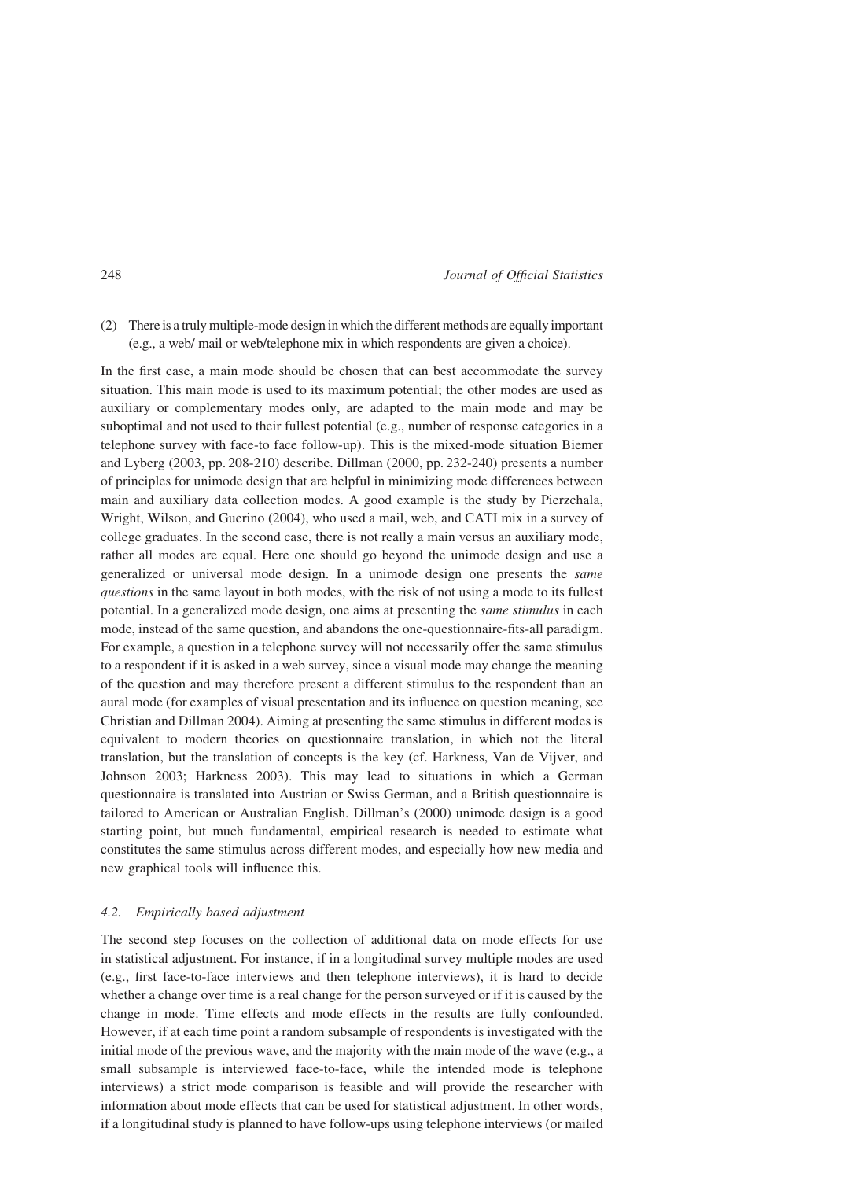(2) There is a truly multiple-mode design in which the different methods are equally important (e.g., a web/ mail or web/telephone mix in which respondents are given a choice).

In the first case, a main mode should be chosen that can best accommodate the survey situation. This main mode is used to its maximum potential; the other modes are used as auxiliary or complementary modes only, are adapted to the main mode and may be suboptimal and not used to their fullest potential (e.g., number of response categories in a telephone survey with face-to face follow-up). This is the mixed-mode situation Biemer and Lyberg (2003, pp. 208-210) describe. Dillman (2000, pp. 232-240) presents a number of principles for unimode design that are helpful in minimizing mode differences between main and auxiliary data collection modes. A good example is the study by Pierzchala, Wright, Wilson, and Guerino (2004), who used a mail, web, and CATI mix in a survey of college graduates. In the second case, there is not really a main versus an auxiliary mode, rather all modes are equal. Here one should go beyond the unimode design and use a generalized or universal mode design. In a unimode design one presents the *same questions* in the same layout in both modes, with the risk of not using a mode to its fullest potential. In a generalized mode design, one aims at presenting the *same stimulus* in each mode, instead of the same question, and abandons the one-questionnaire-fits-all paradigm. For example, a question in a telephone survey will not necessarily offer the same stimulus to a respondent if it is asked in a web survey, since a visual mode may change the meaning of the question and may therefore present a different stimulus to the respondent than an aural mode (for examples of visual presentation and its influence on question meaning, see Christian and Dillman 2004). Aiming at presenting the same stimulus in different modes is equivalent to modern theories on questionnaire translation, in which not the literal translation, but the translation of concepts is the key (cf. Harkness, Van de Vijver, and Johnson 2003; Harkness 2003). This may lead to situations in which a German questionnaire is translated into Austrian or Swiss German, and a British questionnaire is tailored to American or Australian English. Dillman's (2000) unimode design is a good starting point, but much fundamental, empirical research is needed to estimate what constitutes the same stimulus across different modes, and especially how new media and new graphical tools will influence this.

### 4.2. Empirically based adjustment

The second step focuses on the collection of additional data on mode effects for use in statistical adjustment. For instance, if in a longitudinal survey multiple modes are used (e.g., first face-to-face interviews and then telephone interviews), it is hard to decide whether a change over time is a real change for the person surveyed or if it is caused by the change in mode. Time effects and mode effects in the results are fully confounded. However, if at each time point a random subsample of respondents is investigated with the initial mode of the previous wave, and the majority with the main mode of the wave (e.g., a small subsample is interviewed face-to-face, while the intended mode is telephone interviews) a strict mode comparison is feasible and will provide the researcher with information about mode effects that can be used for statistical adjustment. In other words, if a longitudinal study is planned to have follow-ups using telephone interviews (or mailed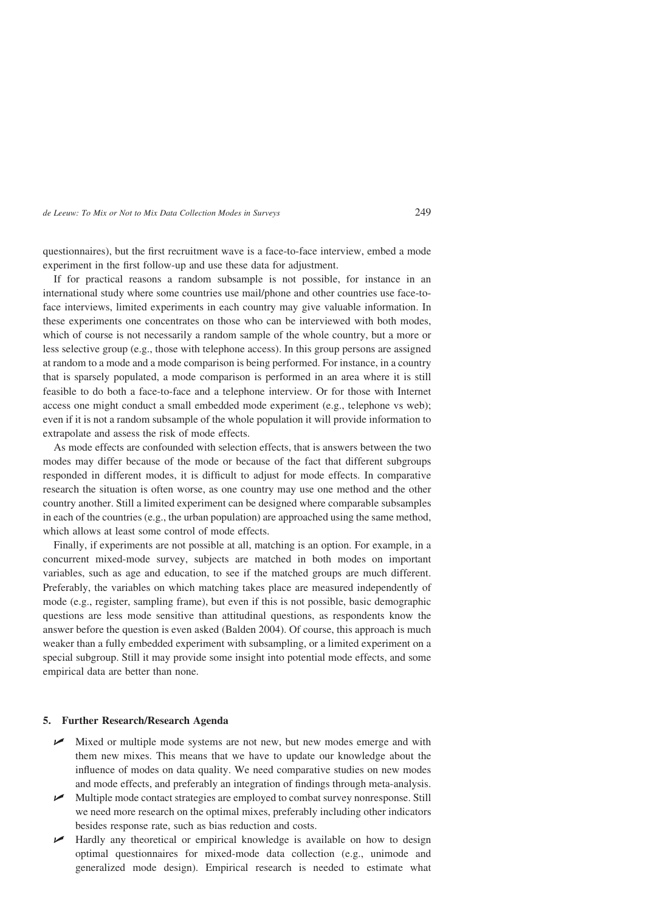questionnaires), but the first recruitment wave is a face-to-face interview, embed a mode experiment in the first follow-up and use these data for adjustment.

If for practical reasons a random subsample is not possible, for instance in an international study where some countries use mail/phone and other countries use face-to-face interviews, limited experiments in each country may give valuable information. In these experiments one concentrates on those who can be interviewed with both modes, which of course is not necessarily a random sample of the whole country, but a more or less selective group (e.g., those with telephone access). In this group persons are assigned at random to a mode and a mode comparison is being performed. For instance, in a country that is sparsely populated, a mode comparison is performed in an area where it is still feasible to do both a face-to-face and a telephone interview. Or for those with Internet access one might conduct a small embedded mode experiment (e.g., telephone vs web); even if it is not a random subsample of the whole population it will provide information to extrapolate and assess the risk of mode effects.

As mode effects are confounded with selection effects, that is answers between the two modes may differ because of the mode or because of the fact that different subgroups responded in different modes, it is difficult to adjust for mode effects. In comparative research the situation is often worse, as one country may use one method and the other country another. Still a limited experiment can be designed where comparable subsamples in each of the countries (e.g., the urban population) are approached using the same method, which allows at least some control of mode effects.

Finally, if experiments are not possible at all, matching is an option. For example, in a concurrent mixed-mode survey, subjects are matched in both modes on important variables, such as age and education, to see if the matched groups are much different. Preferably, the variables on which matching takes place are measured independently of mode (e.g., register, sampling frame), but even if this is not possible, basic demographic questions are less mode sensitive than attitudinal questions, as respondents know the answer before the question is even asked (Balden 2004). Of course, this approach is much weaker than a fully embedded experiment with subsampling, or a limited experiment on a special subgroup. Still it may provide some insight into potential mode effects, and some empirical data are better than none.

## 5. Further Research/Research Agenda

- Mixed or multiple mode systems are not new, but new modes emerge and with them new mixes. This means that we have to update our knowledge about the influence of modes on data quality. We need comparative studies on new modes and mode effects, and preferably an integration of findings through meta-analysis.
- Multiple mode contact strategies are employed to combat survey nonresponse. Still we need more research on the optimal mixes, preferably including other indicators besides response rate, such as bias reduction and costs.
- Hardly any theoretical or empirical knowledge is available on how to design optimal questionnaires for mixed-mode data collection (e.g., unimode and generalized mode design). Empirical research is needed to estimate what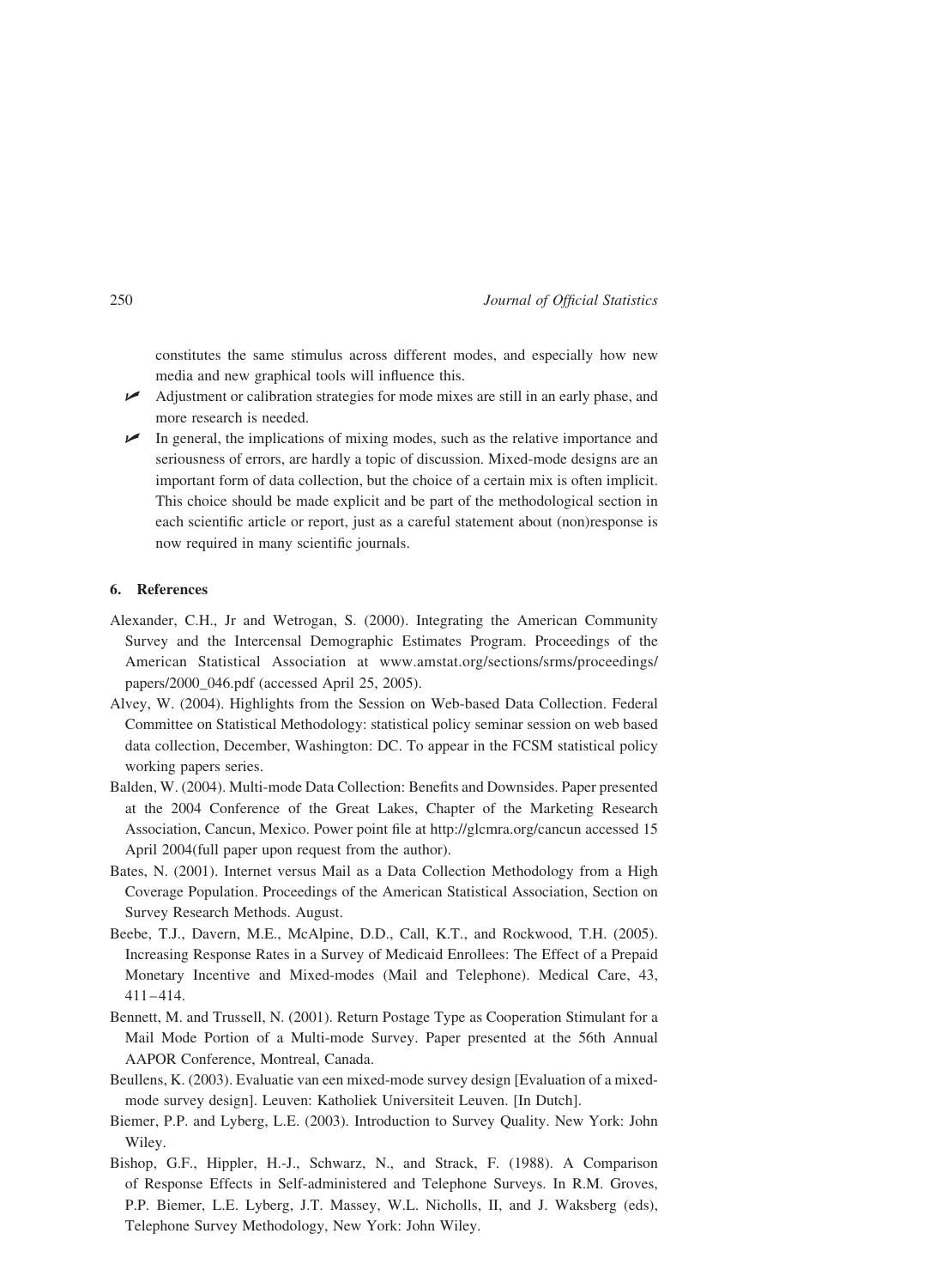constitutes the same stimulus across different modes, and especially how new media and new graphical tools will influence this.

- Adjustment or calibration strategies for mode mixes are still in an early phase, and more research is needed.
- In general, the implications of mixing modes, such as the relative importance and seriousness of errors, are hardly a topic of discussion. Mixed-mode designs are an important form of data collection, but the choice of a certain mix is often implicit. This choice should be made explicit and be part of the methodological section in each scientific article or report, just as a careful statement about (non)response is now required in many scientific journals.

## 6. References

Alexander, C.H., Jr and Wetrogan, S. (2000). Integrating the American Community Survey and the Intercensal Demographic Estimates Program. Proceedings of the American Statistical Association at www.amstat.org/sections/srms/proceedings/papers/2000_046.pdf (accessed April 25, 2005).

Alvey, W. (2004). Highlights from the Session on Web-based Data Collection. Federal Committee on Statistical Methodology: statistical policy seminar session on web based data collection, December, Washington: DC. To appear in the FCSM statistical policy working papers series.

Balden, W. (2004). Multi-mode Data Collection: Benefits and Downsides. Paper presented at the 2004 Conference of the Great Lakes, Chapter of the Marketing Research Association, Cancun, Mexico. Power point file at http://glcmra.org/cancun accessed 15 April 2004(full paper upon request from the author).

Bates, N. (2001). Internet versus Mail as a Data Collection Methodology from a High Coverage Population. Proceedings of the American Statistical Association, Section on Survey Research Methods. August.

Beebe, T.J., Davern, M.E., McAlpine, D.D., Call, K.T., and Rockwood, T.H. (2005). Increasing Response Rates in a Survey of Medicaid Enrollees: The Effect of a Prepaid Monetary Incentive and Mixed-modes (Mail and Telephone). Medical Care, 43, 411–414.

Bennett, M. and Trussell, N. (2001). Return Postage Type as Cooperation Stimulant for a Mail Mode Portion of a Multi-mode Survey. Paper presented at the 56th Annual AAPOR Conference, Montreal, Canada.

Beullens, K. (2003). Evaluatie van een mixed-mode survey design [Evaluation of a mixed-mode survey design]. Leuven: Katholiek Universiteit Leuven. [In Dutch].

Biemer, P.P. and Lyberg, L.E. (2003). Introduction to Survey Quality. New York: John Wiley.

Bishop, G.F., Hippler, H.-J., Schwarz, N., and Strack, F. (1988). A Comparison of Response Effects in Self-administered and Telephone Surveys. In R.M. Groves, P.P. Biemer, L.E. Lyberg, J.T. Massey, W.L. Nicholls, II, and J. Waksberg (eds), Telephone Survey Methodology, New York: John Wiley.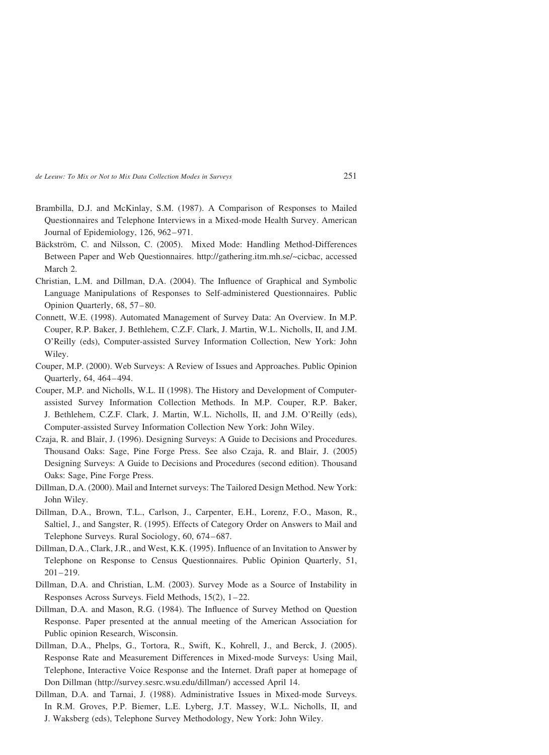Brambilla, D.J. and McKinlay, S.M. (1987). A Comparison of Responses to Mailed Questionnaires and Telephone Interviews in a Mixed-mode Health Survey. American Journal of Epidemiology, 126, 962–971.

Bäckström, C. and Nilsson, C. (2005). Mixed Mode: Handling Method-Differences Between Paper and Web Questionnaires. http://gathering.itm.mh.se/~cicbac, accessed March 2.

Christian, L.M. and Dillman, D.A. (2004). The Influence of Graphical and Symbolic Language Manipulations of Responses to Self-administered Questionnaires. Public Opinion Quarterly, 68, 57–80.

Connett, W.E. (1998). Automated Management of Survey Data: An Overview. In M.P. Couper, R.P. Baker, J. Bethlehem, C.Z.F. Clark, J. Martin, W.L. Nicholls, II, and J.M. O'Reilly (eds), Computer-assisted Survey Information Collection, New York: John Wiley.

Couper, M.P. (2000). Web Surveys: A Review of Issues and Approaches. Public Opinion Quarterly, 64, 464–494.

Couper, M.P. and Nicholls, W.L. II (1998). The History and Development of Computer-assisted Survey Information Collection Methods. In M.P. Couper, R.P. Baker, J. Bethlehem, C.Z.F. Clark, J. Martin, W.L. Nicholls, II, and J.M. O'Reilly (eds), Computer-assisted Survey Information Collection New York: John Wiley.

Czaja, R. and Blair, J. (1996). Designing Surveys: A Guide to Decisions and Procedures. Thousand Oaks: Sage, Pine Forge Press. See also Czaja, R. and Blair, J. (2005) Designing Surveys: A Guide to Decisions and Procedures (second edition). Thousand Oaks: Sage, Pine Forge Press.

Dillman, D.A. (2000). Mail and Internet surveys: The Tailored Design Method. New York: John Wiley.

Dillman, D.A., Brown, T.L., Carlson, J., Carpenter, E.H., Lorenz, F.O., Mason, R., Saltiel, J., and Sangster, R. (1995). Effects of Category Order on Answers to Mail and Telephone Surveys. Rural Sociology, 60, 674–687.

Dillman, D.A., Clark, J.R., and West, K.K. (1995). Influence of an Invitation to Answer by Telephone on Response to Census Questionnaires. Public Opinion Quarterly, 51, 201–219.

Dillman, D.A. and Christian, L.M. (2003). Survey Mode as a Source of Instability in Responses Across Surveys. Field Methods, 15(2), 1–22.

Dillman, D.A. and Mason, R.G. (1984). The Influence of Survey Method on Question Response. Paper presented at the annual meeting of the American Association for Public opinion Research, Wisconsin.

Dillman, D.A., Phelps, G., Tortora, R., Swift, K., Kohrell, J., and Berck, J. (2005). Response Rate and Measurement Differences in Mixed-mode Surveys: Using Mail, Telephone, Interactive Voice Response and the Internet. Draft paper at homepage of Don Dillman (http://survey.sesrc.wsu.edu/dillman/) accessed April 14.

Dillman, D.A. and Tarnai, J. (1988). Administrative Issues in Mixed-mode Surveys. In R.M. Groves, P.P. Biemer, L.E. Lyberg, J.T. Massey, W.L. Nicholls, II, and J. Waksberg (eds), Telephone Survey Methodology, New York: John Wiley.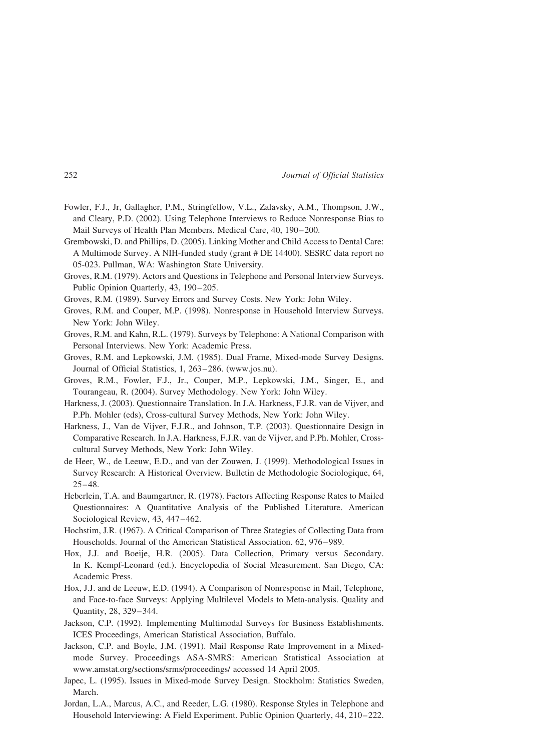Fowler, F.J., Jr, Gallagher, P.M., Stringfellow, V.L., Zalavsky, A.M., Thompson, J.W., and Cleary, P.D. (2002). Using Telephone Interviews to Reduce Nonresponse Bias to Mail Surveys of Health Plan Members. Medical Care, 40, 190–200.

Grembowski, D. and Phillips, D. (2005). Linking Mother and Child Access to Dental Care: A Multimode Survey. A NIH-funded study (grant # DE 14400). SESRC data report no 05-023. Pullman, WA: Washington State University.

Groves, R.M. (1979). Actors and Questions in Telephone and Personal Interview Surveys. Public Opinion Quarterly, 43, 190–205.

Groves, R.M. (1989). Survey Errors and Survey Costs. New York: John Wiley.

Groves, R.M. and Couper, M.P. (1998). Nonresponse in Household Interview Surveys. New York: John Wiley.

Groves, R.M. and Kahn, R.L. (1979). Surveys by Telephone: A National Comparison with Personal Interviews. New York: Academic Press.

Groves, R.M. and Lepkowski, J.M. (1985). Dual Frame, Mixed-mode Survey Designs. Journal of Official Statistics, 1, 263–286. (www.jos.nu).

Groves, R.M., Fowler, F.J., Jr., Couper, M.P., Lepkowski, J.M., Singer, E., and Tourangeau, R. (2004). Survey Methodology. New York: John Wiley.

Harkness, J. (2003). Questionnaire Translation. In J.A. Harkness, F.J.R. van de Vijver, and P.Ph. Mohler (eds), Cross-cultural Survey Methods, New York: John Wiley.

Harkness, J., Van de Vijver, F.J.R., and Johnson, T.P. (2003). Questionnaire Design in Comparative Research. In J.A. Harkness, F.J.R. van de Vijver, and P.Ph. Mohler, Cross-cultural Survey Methods, New York: John Wiley.

de Heer, W., de Leeuw, E.D., and van der Zouwen, J. (1999). Methodological Issues in Survey Research: A Historical Overview. Bulletin de Methodologie Sociologique, 64, 25–48.

Heberlein, T.A. and Baumgartner, R. (1978). Factors Affecting Response Rates to Mailed Questionnaires: A Quantitative Analysis of the Published Literature. American Sociological Review, 43, 447–462.

Hochstim, J.R. (1967). A Critical Comparison of Three Stategies of Collecting Data from Households. Journal of the American Statistical Association. 62, 976–989.

Hox, J.J. and Boeije, H.R. (2005). Data Collection, Primary versus Secondary. In K. Kempf-Leonard (ed.). Encyclopedia of Social Measurement. San Diego, CA: Academic Press.

Hox, J.J. and de Leeuw, E.D. (1994). A Comparison of Nonresponse in Mail, Telephone, and Face-to-face Surveys: Applying Multilevel Models to Meta-analysis. Quality and Quantity, 28, 329–344.

Jackson, C.P. (1992). Implementing Multimodal Surveys for Business Establishments. ICES Proceedings, American Statistical Association, Buffalo.

Jackson, C.P. and Boyle, J.M. (1991). Mail Response Rate Improvement in a Mixed-mode Survey. Proceedings ASA-SMRS: American Statistical Association at www.amstat.org/sections/srms/proceedings/ accessed 14 April 2005.

Japec, L. (1995). Issues in Mixed-mode Survey Design. Stockholm: Statistics Sweden, March.

Jordan, L.A., Marcus, A.C., and Reeder, L.G. (1980). Response Styles in Telephone and Household Interviewing: A Field Experiment. Public Opinion Quarterly, 44, 210–222.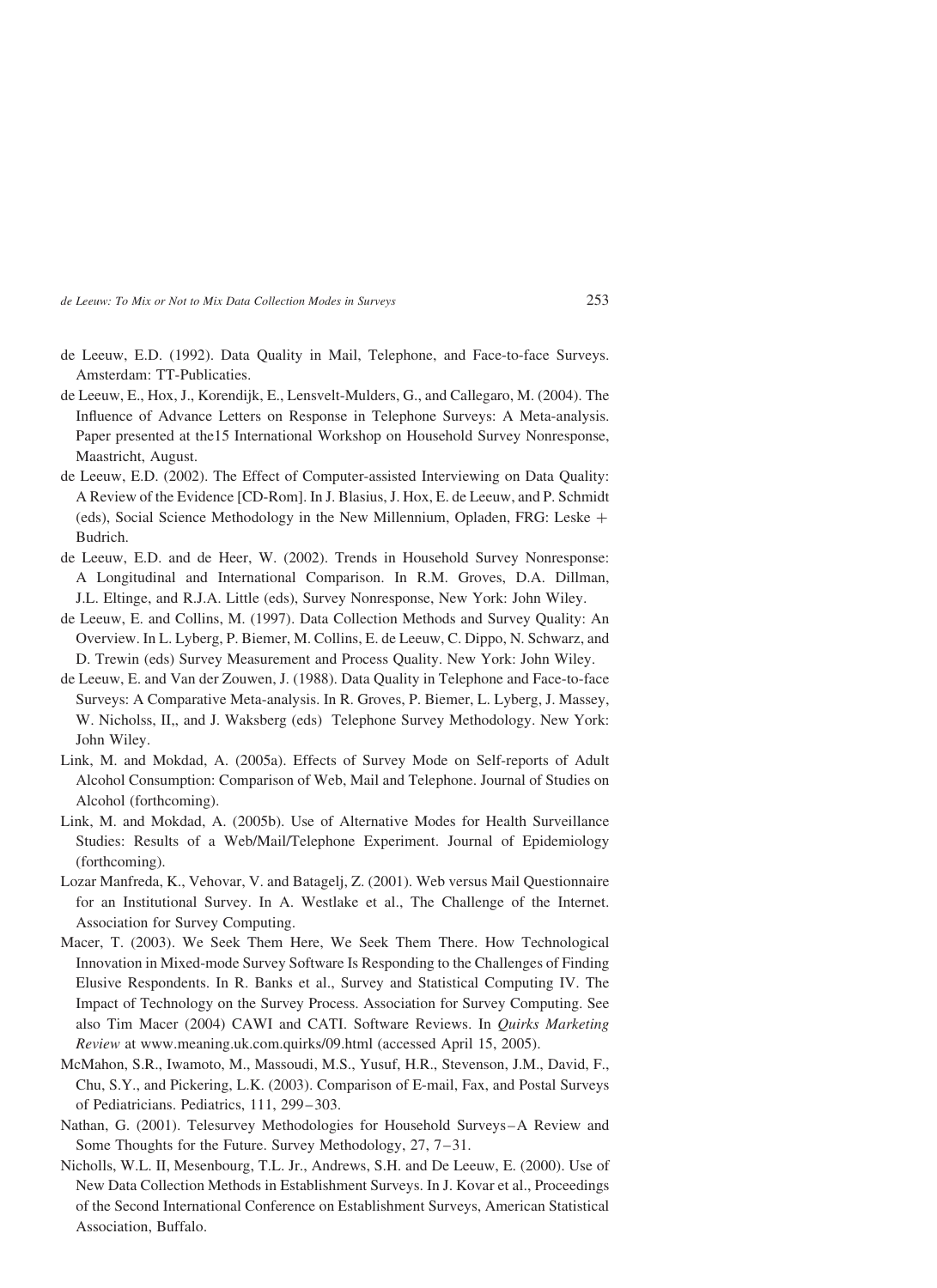de Leeuw, E.D. (1992). Data Quality in Mail, Telephone, and Face-to-face Surveys. Amsterdam: TT-Publicaties.

de Leeuw, E., Hox, J., Korendijk, E., Lensvelt-Mulders, G., and Callegaro, M. (2004). The Influence of Advance Letters on Response in Telephone Surveys: A Meta-analysis. Paper presented at the15 International Workshop on Household Survey Nonresponse, Maastricht, August.

de Leeuw, E.D. (2002). The Effect of Computer-assisted Interviewing on Data Quality: A Review of the Evidence [CD-Rom]. In J. Blasius, J. Hox, E. de Leeuw, and P. Schmidt (eds), Social Science Methodology in the New Millennium, Opladen, FRG: Leske + Budrich.

de Leeuw, E.D. and de Heer, W. (2002). Trends in Household Survey Nonresponse: A Longitudinal and International Comparison. In R.M. Groves, D.A. Dillman, J.L. Eltinge, and R.J.A. Little (eds), Survey Nonresponse, New York: John Wiley.

de Leeuw, E. and Collins, M. (1997). Data Collection Methods and Survey Quality: An Overview. In L. Lyberg, P. Biemer, M. Collins, E. de Leeuw, C. Dippo, N. Schwarz, and D. Trewin (eds) Survey Measurement and Process Quality. New York: John Wiley.

de Leeuw, E. and Van der Zouwen, J. (1988). Data Quality in Telephone and Face-to-face Surveys: A Comparative Meta-analysis. In R. Groves, P. Biemer, L. Lyberg, J. Massey, W. Nicholss, II,, and J. Waksberg (eds) Telephone Survey Methodology. New York: John Wiley.

Link, M. and Mokdad, A. (2005a). Effects of Survey Mode on Self-reports of Adult Alcohol Consumption: Comparison of Web, Mail and Telephone. Journal of Studies on Alcohol (forthcoming).

Link, M. and Mokdad, A. (2005b). Use of Alternative Modes for Health Surveillance Studies: Results of a Web/Mail/Telephone Experiment. Journal of Epidemiology (forthcoming).

Lozar Manfreda, K., Vehovar, V. and Batagelj, Z. (2001). Web versus Mail Questionnaire for an Institutional Survey. In A. Westlake et al., The Challenge of the Internet. Association for Survey Computing.

Macer, T. (2003). We Seek Them Here, We Seek Them There. How Technological Innovation in Mixed-mode Survey Software Is Responding to the Challenges of Finding Elusive Respondents. In R. Banks et al., Survey and Statistical Computing IV. The Impact of Technology on the Survey Process. Association for Survey Computing. See also Tim Macer (2004) CAWI and CATI. Software Reviews. In *Quirks Marketing Review* at www.meaning.uk.com.quirks/09.html (accessed April 15, 2005).

McMahon, S.R., Iwamoto, M., Massoudi, M.S., Yusuf, H.R., Stevenson, J.M., David, F., Chu, S.Y., and Pickering, L.K. (2003). Comparison of E-mail, Fax, and Postal Surveys of Pediatricians. Pediatrics, 111, 299–303.

Nathan, G. (2001). Telesurvey Methodologies for Household Surveys–A Review and Some Thoughts for the Future. Survey Methodology, 27, 7–31.

Nicholls, W.L. II, Mesenbourg, T.L. Jr., Andrews, S.H. and De Leeuw, E. (2000). Use of New Data Collection Methods in Establishment Surveys. In J. Kovar et al., Proceedings of the Second International Conference on Establishment Surveys, American Statistical Association, Buffalo.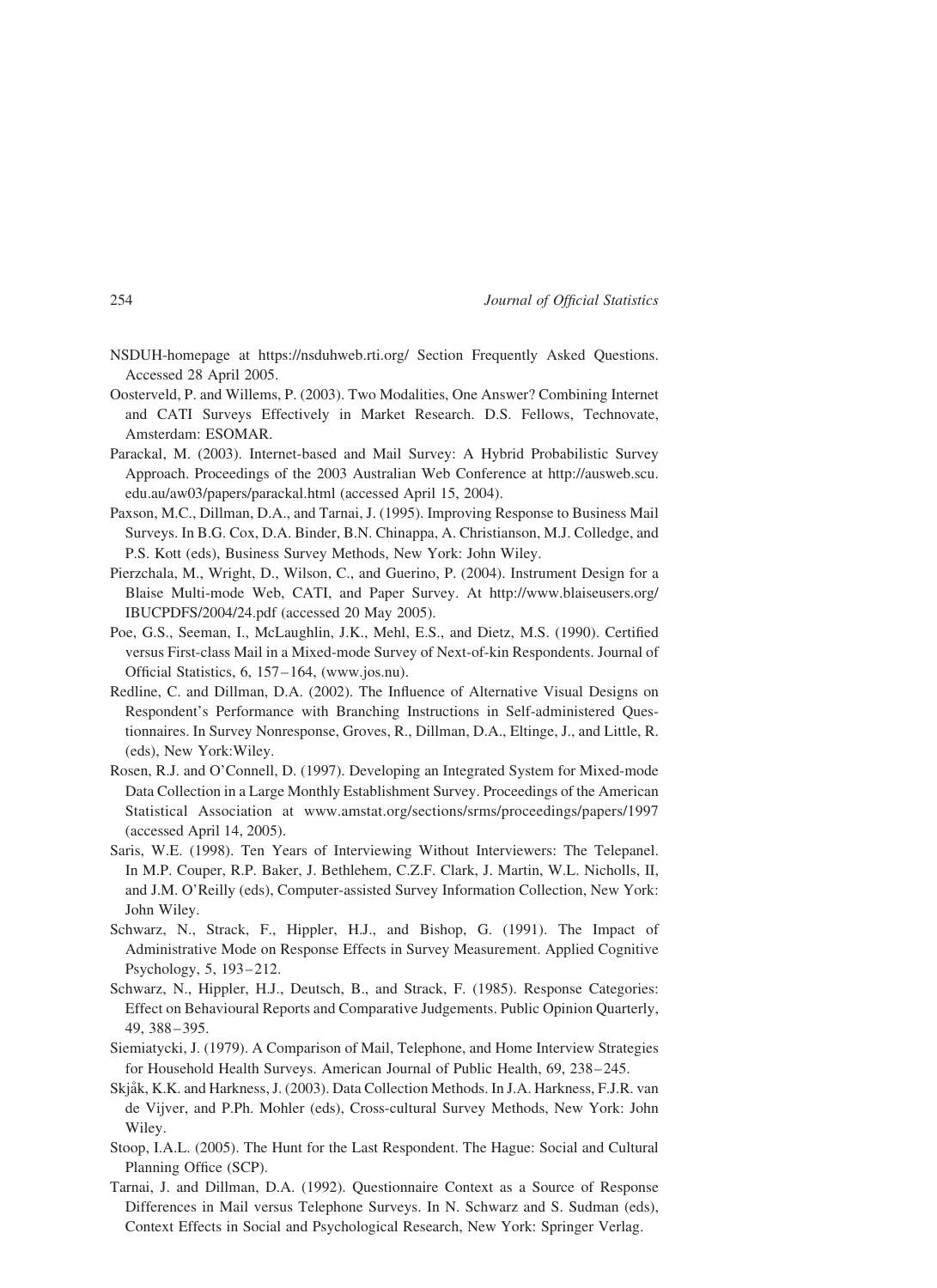NSDUH-homepage at https://nsduhweb.rti.org/ Section Frequently Asked Questions. Accessed 28 April 2005.

Oosterveld, P. and Willems, P. (2003). Two Modalities, One Answer? Combining Internet and CATI Surveys Effectively in Market Research. D.S. Fellows, Technovate, Amsterdam: ESOMAR.

Parackal, M. (2003). Internet-based and Mail Survey: A Hybrid Probabilistic Survey Approach. Proceedings of the 2003 Australian Web Conference at http://ausweb.scu.edu.au/aw03/papers/parackal.html (accessed April 15, 2004).

Paxson, M.C., Dillman, D.A., and Tarnai, J. (1995). Improving Response to Business Mail Surveys. In B.G. Cox, D.A. Binder, B.N. Chinappa, A. Christianson, M.J. Colledge, and P.S. Kott (eds), Business Survey Methods, New York: John Wiley.

Pierzchala, M., Wright, D., Wilson, C., and Guerino, P. (2004). Instrument Design for a Blaise Multi-mode Web, CATI, and Paper Survey. At http://www.blaiseusers.org/IBUCPDFS/2004/24.pdf (accessed 20 May 2005).

Poe, G.S., Seeman, I., McLaughlin, J.K., Mehl, E.S., and Dietz, M.S. (1990). Certified versus First-class Mail in a Mixed-mode Survey of Next-of-kin Respondents. Journal of Official Statistics, 6, 157–164, (www.jos.nu).

Redline, C. and Dillman, D.A. (2002). The Influence of Alternative Visual Designs on Respondent's Performance with Branching Instructions in Self-administered Questionnaires. In Survey Nonresponse, Groves, R., Dillman, D.A., Eltinge, J., and Little, R. (eds), New York:Wiley.

Rosen, R.J. and O'Connell, D. (1997). Developing an Integrated System for Mixed-mode Data Collection in a Large Monthly Establishment Survey. Proceedings of the American Statistical Association at www.amstat.org/sections/srms/proceedings/papers/1997 (accessed April 14, 2005).

Saris, W.E. (1998). Ten Years of Interviewing Without Interviewers: The Telepanel. In M.P. Couper, R.P. Baker, J. Bethlehem, C.Z.F. Clark, J. Martin, W.L. Nicholls, II, and J.M. O'Reilly (eds), Computer-assisted Survey Information Collection, New York: John Wiley.

Schwarz, N., Strack, F., Hippler, H.J., and Bishop, G. (1991). The Impact of Administrative Mode on Response Effects in Survey Measurement. Applied Cognitive Psychology, 5, 193–212.

Schwarz, N., Hippler, H.J., Deutsch, B., and Strack, F. (1985). Response Categories: Effect on Behavioural Reports and Comparative Judgements. Public Opinion Quarterly, 49, 388–395.

Siemiatycki, J. (1979). A Comparison of Mail, Telephone, and Home Interview Strategies for Household Health Surveys. American Journal of Public Health, 69, 238–245.

Skjåk, K.K. and Harkness, J. (2003). Data Collection Methods. In J.A. Harkness, F.J.R. van de Vijver, and P.Ph. Mohler (eds), Cross-cultural Survey Methods, New York: John Wiley.

Stoop, I.A.L. (2005). The Hunt for the Last Respondent. The Hague: Social and Cultural Planning Office (SCP).

Tarnai, J. and Dillman, D.A. (1992). Questionnaire Context as a Source of Response Differences in Mail versus Telephone Surveys. In N. Schwarz and S. Sudman (eds), Context Effects in Social and Psychological Research, New York: Springer Verlag.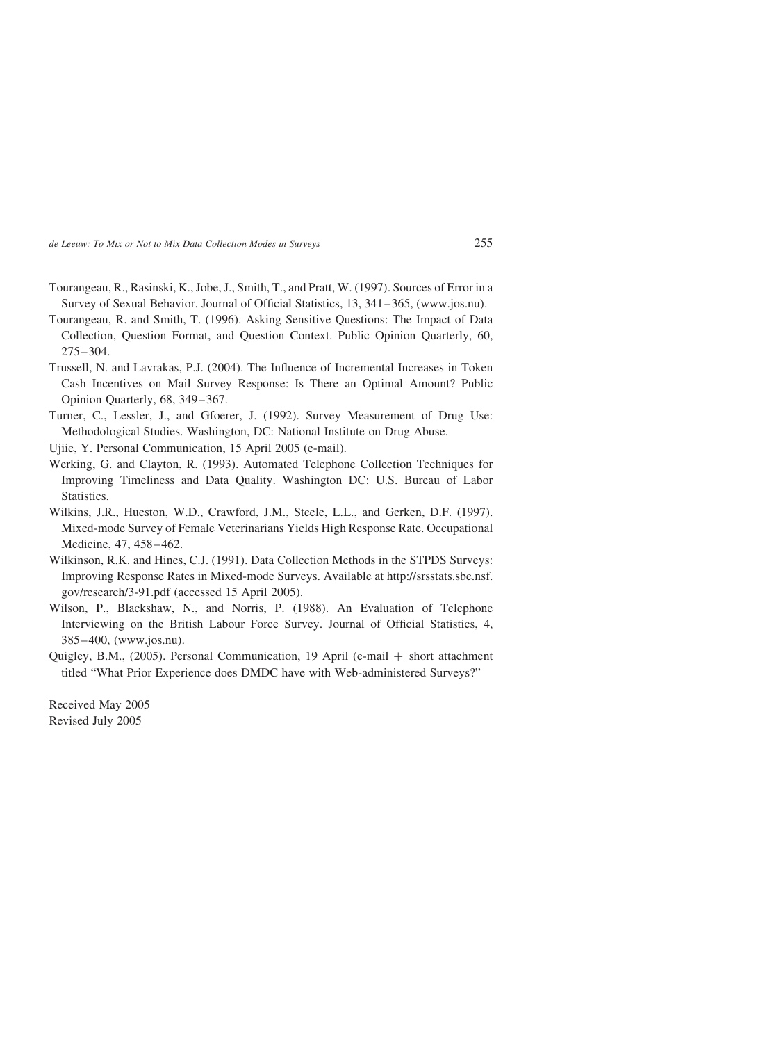Tourangeau, R., Rasinski, K., Jobe, J., Smith, T., and Pratt, W. (1997). Sources of Error in a Survey of Sexual Behavior. Journal of Official Statistics, 13, 341–365, (www.jos.nu).

Tourangeau, R. and Smith, T. (1996). Asking Sensitive Questions: The Impact of Data Collection, Question Format, and Question Context. Public Opinion Quarterly, 60, 275–304.

Trussell, N. and Lavrakas, P.J. (2004). The Influence of Incremental Increases in Token Cash Incentives on Mail Survey Response: Is There an Optimal Amount? Public Opinion Quarterly, 68, 349–367.

Turner, C., Lessler, J., and Gfoerer, J. (1992). Survey Measurement of Drug Use: Methodological Studies. Washington, DC: National Institute on Drug Abuse.

Ujiie, Y. Personal Communication, 15 April 2005 (e-mail).

Werking, G. and Clayton, R. (1993). Automated Telephone Collection Techniques for Improving Timeliness and Data Quality. Washington DC: U.S. Bureau of Labor Statistics.

Wilkins, J.R., Hueston, W.D., Crawford, J.M., Steele, L.L., and Gerken, D.F. (1997). Mixed-mode Survey of Female Veterinarians Yields High Response Rate. Occupational Medicine, 47, 458–462.

Wilkinson, R.K. and Hines, C.J. (1991). Data Collection Methods in the STPDS Surveys: Improving Response Rates in Mixed-mode Surveys. Available at http://srsstats.sbe.nsf.gov/research/3-91.pdf (accessed 15 April 2005).

Wilson, P., Blackshaw, N., and Norris, P. (1988). An Evaluation of Telephone Interviewing on the British Labour Force Survey. Journal of Official Statistics, 4, 385–400, (www.jos.nu).

Quigley, B.M., (2005). Personal Communication, 19 April (e-mail + short attachment titled "What Prior Experience does DMDC have with Web-administered Surveys?"

Received May 2005
Revised July 2005